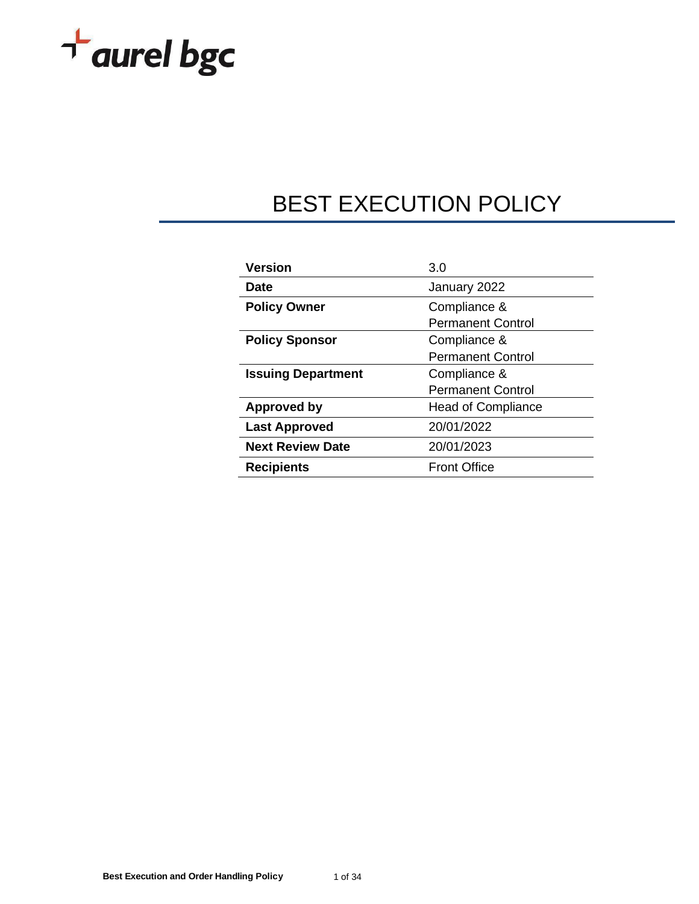aurel bgc

# BEST EXECUTION POLICY

| | |
|---|---|
| **Version** | 3.0 |
| **Date** | January 2022 |
| **Policy Owner** | Compliance & Permanent Control |
| **Policy Sponsor** | Compliance & Permanent Control |
| **Issuing Department** | Compliance & Permanent Control |
| **Approved by** | Head of Compliance |
| **Last Approved** | 20/01/2022 |
| **Next Review Date** | 20/01/2023 |
| **Recipients** | Front Office |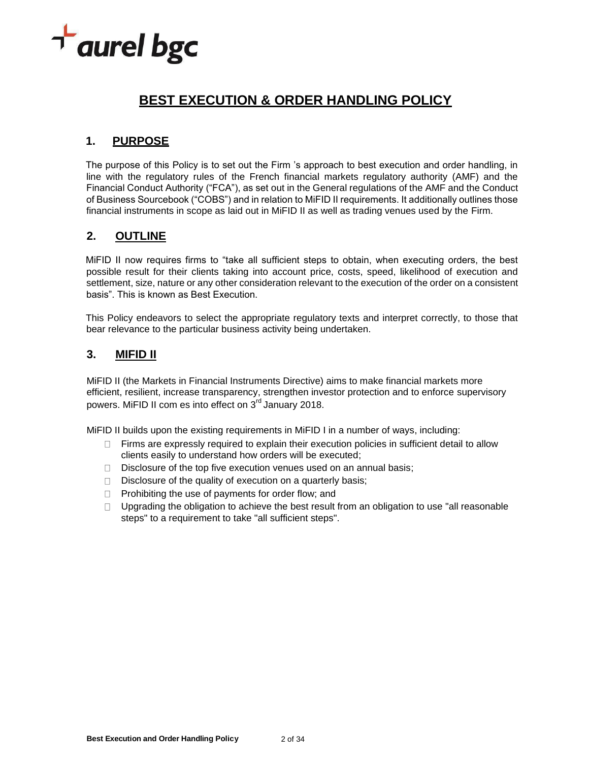# BEST EXECUTION & ORDER HANDLING POLICY

## 1. PURPOSE

The purpose of this Policy is to set out the Firm 's approach to best execution and order handling, in line with the regulatory rules of the French financial markets regulatory authority (AMF) and the Financial Conduct Authority ("FCA"), as set out in the General regulations of the AMF and the Conduct of Business Sourcebook ("COBS") and in relation to MiFID II requirements. It additionally outlines those financial instruments in scope as laid out in MiFID II as well as trading venues used by the Firm.

## 2. OUTLINE

MiFID II now requires firms to "take all sufficient steps to obtain, when executing orders, the best possible result for their clients taking into account price, costs, speed, likelihood of execution and settlement, size, nature or any other consideration relevant to the execution of the order on a consistent basis". This is known as Best Execution.

This Policy endeavors to select the appropriate regulatory texts and interpret correctly, to those that bear relevance to the particular business activity being undertaken.

## 3. MIFID II

MiFID II (the Markets in Financial Instruments Directive) aims to make financial markets more efficient, resilient, increase transparency, strengthen investor protection and to enforce supervisory powers. MiFID II com es into effect on 3rd January 2018.

MiFID II builds upon the existing requirements in MiFID I in a number of ways, including:

- Firms are expressly required to explain their execution policies in sufficient detail to allow clients easily to understand how orders will be executed;
- Disclosure of the top five execution venues used on an annual basis;
- Disclosure of the quality of execution on a quarterly basis;
- Prohibiting the use of payments for order flow; and
- Upgrading the obligation to achieve the best result from an obligation to use "all reasonable steps" to a requirement to take "all sufficient steps".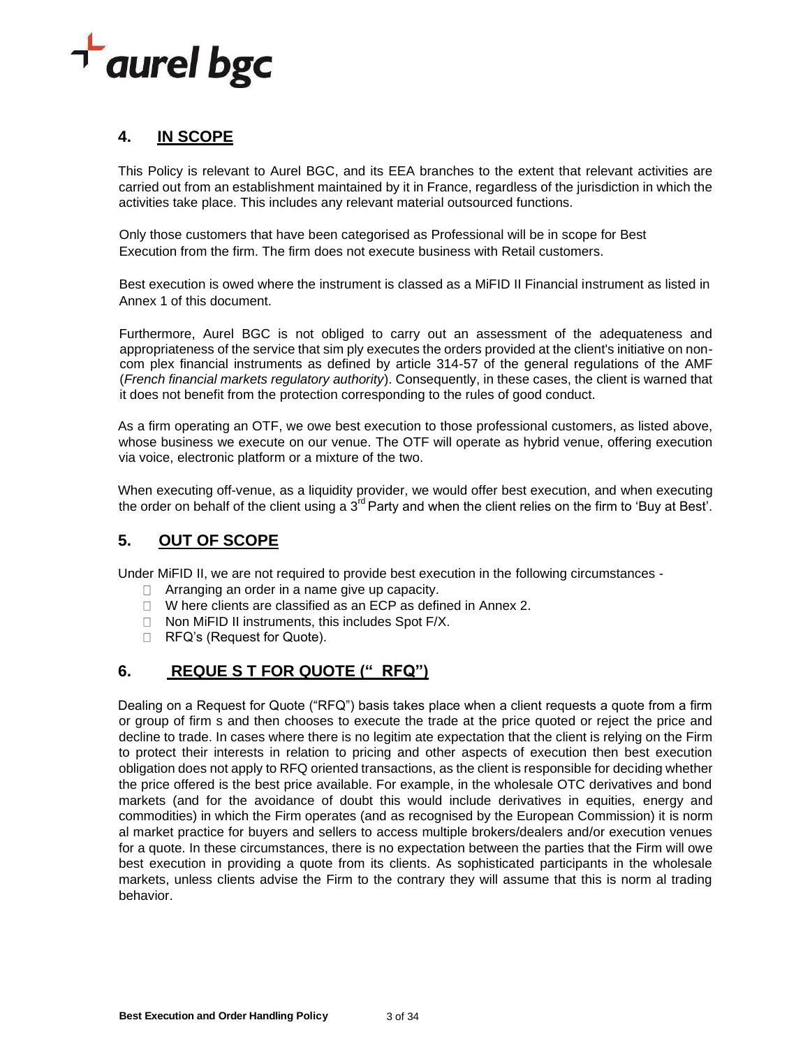## 4. IN SCOPE

This Policy is relevant to Aurel BGC, and its EEA branches to the extent that relevant activities are carried out from an establishment maintained by it in France, regardless of the jurisdiction in which the activities take place. This includes any relevant material outsourced functions.

Only those customers that have been categorised as Professional will be in scope for Best Execution from the firm. The firm does not execute business with Retail customers.

Best execution is owed where the instrument is classed as a MiFID II Financial instrument as listed in Annex 1 of this document.

Furthermore, Aurel BGC is not obliged to carry out an assessment of the adequateness and appropriateness of the service that sim ply executes the orders provided at the client's initiative on non-com plex financial instruments as defined by article 314-57 of the general regulations of the AMF (*French financial markets regulatory authority*). Consequently, in these cases, the client is warned that it does not benefit from the protection corresponding to the rules of good conduct.

As a firm operating an OTF, we owe best execution to those professional customers, as listed above, whose business we execute on our venue. The OTF will operate as hybrid venue, offering execution via voice, electronic platform or a mixture of the two.

When executing off-venue, as a liquidity provider, we would offer best execution, and when executing the order on behalf of the client using a 3rd Party and when the client relies on the firm to 'Buy at Best'.

## 5. OUT OF SCOPE

Under MiFID II, we are not required to provide best execution in the following circumstances -

- Arranging an order in a name give up capacity.
- W here clients are classified as an ECP as defined in Annex 2.
- Non MiFID II instruments, this includes Spot F/X.
- RFQ's (Request for Quote).

## 6. REQUE S T FOR QUOTE (" RFQ")

Dealing on a Request for Quote ("RFQ") basis takes place when a client requests a quote from a firm or group of firm s and then chooses to execute the trade at the price quoted or reject the price and decline to trade. In cases where there is no legitim ate expectation that the client is relying on the Firm to protect their interests in relation to pricing and other aspects of execution then best execution obligation does not apply to RFQ oriented transactions, as the client is responsible for deciding whether the price offered is the best price available. For example, in the wholesale OTC derivatives and bond markets (and for the avoidance of doubt this would include derivatives in equities, energy and commodities) in which the Firm operates (and as recognised by the European Commission) it is norm al market practice for buyers and sellers to access multiple brokers/dealers and/or execution venues for a quote. In these circumstances, there is no expectation between the parties that the Firm will owe best execution in providing a quote from its clients. As sophisticated participants in the wholesale markets, unless clients advise the Firm to the contrary they will assume that this is norm al trading behavior.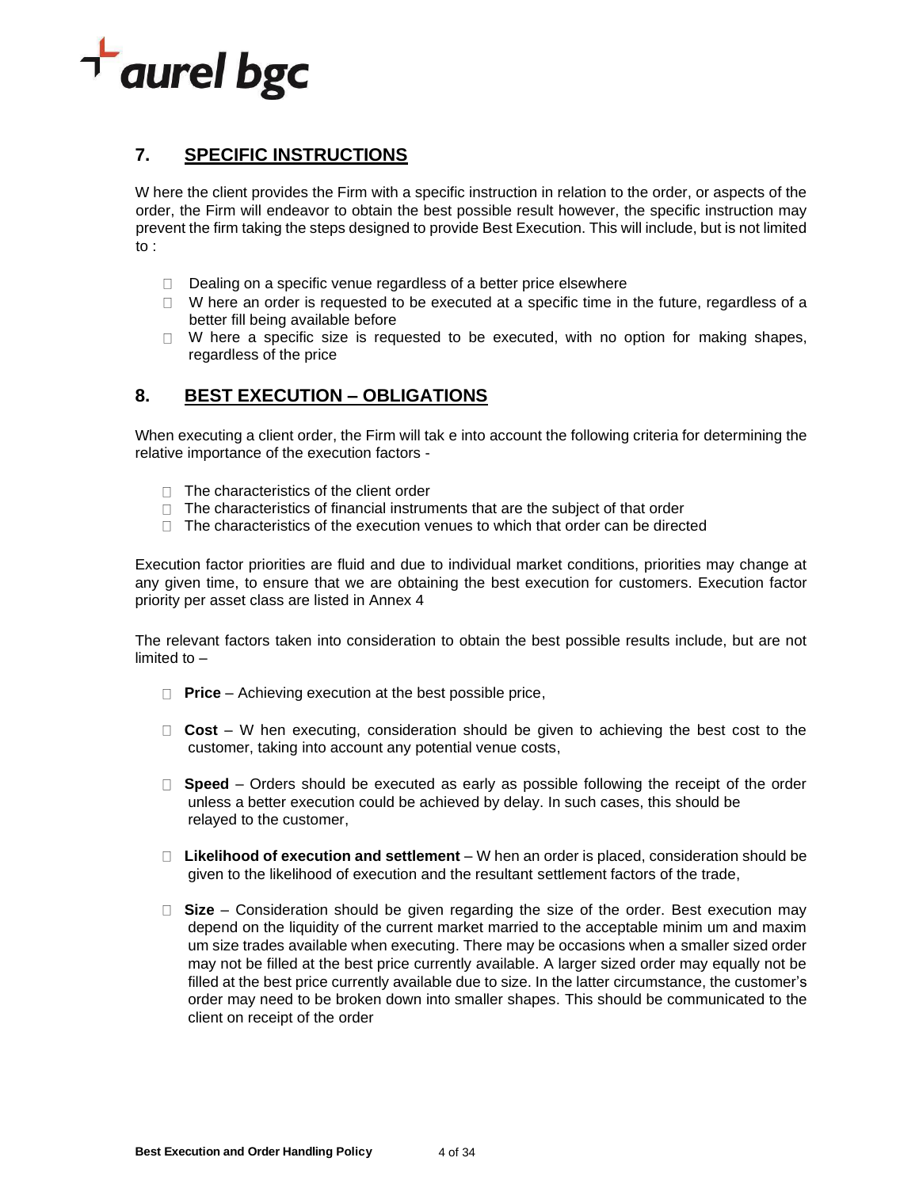## 7. SPECIFIC INSTRUCTIONS

Where the client provides the Firm with a specific instruction in relation to the order, or aspects of the order, the Firm will endeavor to obtain the best possible result however, the specific instruction may prevent the firm taking the steps designed to provide Best Execution. This will include, but is not limited to :

- Dealing on a specific venue regardless of a better price elsewhere
- Where an order is requested to be executed at a specific time in the future, regardless of a better fill being available before
- Where a specific size is requested to be executed, with no option for making shapes, regardless of the price

## 8. BEST EXECUTION – OBLIGATIONS

When executing a client order, the Firm will take into account the following criteria for determining the relative importance of the execution factors -

- The characteristics of the client order
- The characteristics of financial instruments that are the subject of that order
- The characteristics of the execution venues to which that order can be directed

Execution factor priorities are fluid and due to individual market conditions, priorities may change at any given time, to ensure that we are obtaining the best execution for customers. Execution factor priority per asset class are listed in Annex 4

The relevant factors taken into consideration to obtain the best possible results include, but are not limited to –

- **Price** – Achieving execution at the best possible price,
- **Cost** – When executing, consideration should be given to achieving the best cost to the customer, taking into account any potential venue costs,
- **Speed** – Orders should be executed as early as possible following the receipt of the order unless a better execution could be achieved by delay. In such cases, this should be relayed to the customer,
- **Likelihood of execution and settlement** – When an order is placed, consideration should be given to the likelihood of execution and the resultant settlement factors of the trade,
- **Size** – Consideration should be given regarding the size of the order. Best execution may depend on the liquidity of the current market married to the acceptable minimum and maximum size trades available when executing. There may be occasions when a smaller sized order may not be filled at the best price currently available. A larger sized order may equally not be filled at the best price currently available due to size. In the latter circumstance, the customer's order may need to be broken down into smaller shapes. This should be communicated to the client on receipt of the order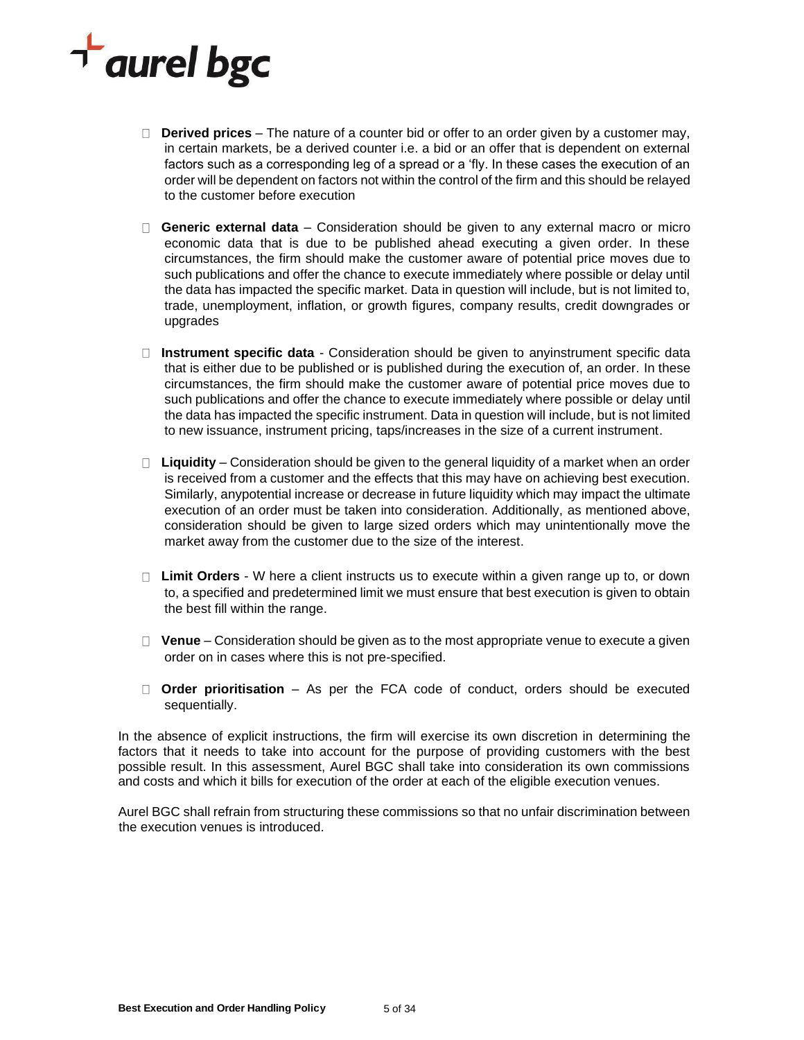- **Derived prices** – The nature of a counter bid or offer to an order given by a customer may, in certain markets, be a derived counter i.e. a bid or an offer that is dependent on external factors such as a corresponding leg of a spread or a 'fly. In these cases the execution of an order will be dependent on factors not within the control of the firm and this should be relayed to the customer before execution

- **Generic external data** – Consideration should be given to any external macro or micro economic data that is due to be published ahead executing a given order. In these circumstances, the firm should make the customer aware of potential price moves due to such publications and offer the chance to execute immediately where possible or delay until the data has impacted the specific market. Data in question will include, but is not limited to, trade, unemployment, inflation, or growth figures, company results, credit downgrades or upgrades

- **Instrument specific data** - Consideration should be given to anyinstrument specific data that is either due to be published or is published during the execution of, an order. In these circumstances, the firm should make the customer aware of potential price moves due to such publications and offer the chance to execute immediately where possible or delay until the data has impacted the specific instrument. Data in question will include, but is not limited to new issuance, instrument pricing, taps/increases in the size of a current instrument.

- **Liquidity** – Consideration should be given to the general liquidity of a market when an order is received from a customer and the effects that this may have on achieving best execution. Similarly, anypotential increase or decrease in future liquidity which may impact the ultimate execution of an order must be taken into consideration. Additionally, as mentioned above, consideration should be given to large sized orders which may unintentionally move the market away from the customer due to the size of the interest.

- **Limit Orders** - W here a client instructs us to execute within a given range up to, or down to, a specified and predetermined limit we must ensure that best execution is given to obtain the best fill within the range.

- **Venue** – Consideration should be given as to the most appropriate venue to execute a given order on in cases where this is not pre-specified.

- **Order prioritisation** – As per the FCA code of conduct, orders should be executed sequentially.

In the absence of explicit instructions, the firm will exercise its own discretion in determining the factors that it needs to take into account for the purpose of providing customers with the best possible result. In this assessment, Aurel BGC shall take into consideration its own commissions and costs and which it bills for execution of the order at each of the eligible execution venues.

Aurel BGC shall refrain from structuring these commissions so that no unfair discrimination between the execution venues is introduced.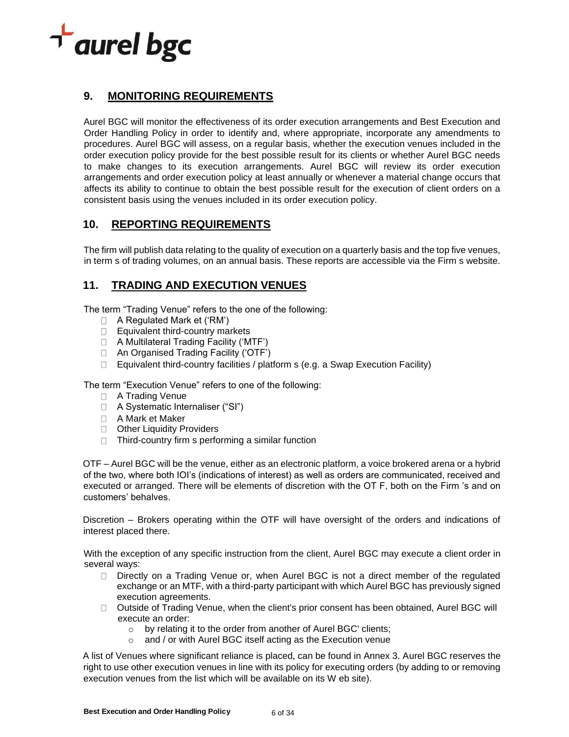## 9. MONITORING REQUIREMENTS

Aurel BGC will monitor the effectiveness of its order execution arrangements and Best Execution and Order Handling Policy in order to identify and, where appropriate, incorporate any amendments to procedures. Aurel BGC will assess, on a regular basis, whether the execution venues included in the order execution policy provide for the best possible result for its clients or whether Aurel BGC needs to make changes to its execution arrangements. Aurel BGC will review its order execution arrangements and order execution policy at least annually or whenever a material change occurs that affects its ability to continue to obtain the best possible result for the execution of client orders on a consistent basis using the venues included in its order execution policy.

## 10. REPORTING REQUIREMENTS

The firm will publish data relating to the quality of execution on a quarterly basis and the top five venues, in term s of trading volumes, on an annual basis. These reports are accessible via the Firm s website.

## 11. TRADING AND EXECUTION VENUES

The term "Trading Venue" refers to the one of the following:

- A Regulated Mark et ('RM')
- Equivalent third-country markets
- A Multilateral Trading Facility ('MTF')
- An Organised Trading Facility ('OTF')
- Equivalent third-country facilities / platform s (e.g. a Swap Execution Facility)

The term "Execution Venue" refers to one of the following:

- A Trading Venue
- A Systematic Internaliser ("SI")
- A Mark et Maker
- Other Liquidity Providers
- Third-country firm s performing a similar function

OTF – Aurel BGC will be the venue, either as an electronic platform, a voice brokered arena or a hybrid of the two, where both IOI's (indications of interest) as well as orders are communicated, received and executed or arranged. There will be elements of discretion with the OT F, both on the Firm 's and on customers' behalves.

Discretion – Brokers operating within the OTF will have oversight of the orders and indications of interest placed there.

With the exception of any specific instruction from the client, Aurel BGC may execute a client order in several ways:

- Directly on a Trading Venue or, when Aurel BGC is not a direct member of the regulated exchange or an MTF, with a third-party participant with which Aurel BGC has previously signed execution agreements.
- Outside of Trading Venue, when the client's prior consent has been obtained, Aurel BGC will execute an order:
  - by relating it to the order from another of Aurel BGC' clients;
  - and / or with Aurel BGC itself acting as the Execution venue

A list of Venues where significant reliance is placed, can be found in Annex 3. Aurel BGC reserves the right to use other execution venues in line with its policy for executing orders (by adding to or removing execution venues from the list which will be available on its W eb site).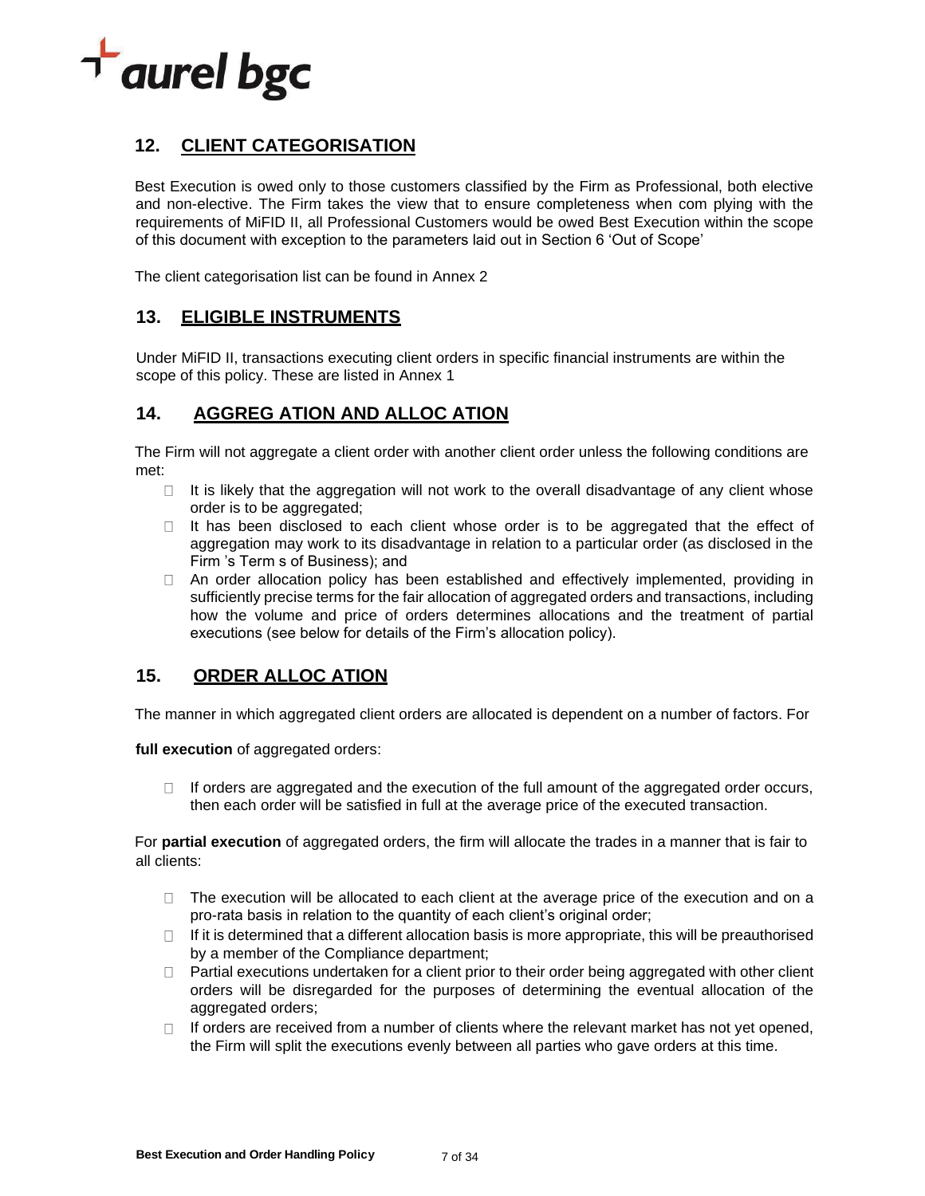## 12. CLIENT CATEGORISATION

Best Execution is owed only to those customers classified by the Firm as Professional, both elective and non-elective. The Firm takes the view that to ensure completeness when com plying with the requirements of MiFID II, all Professional Customers would be owed Best Execution within the scope of this document with exception to the parameters laid out in Section 6 'Out of Scope'

The client categorisation list can be found in Annex 2

## 13. ELIGIBLE INSTRUMENTS

Under MiFID II, transactions executing client orders in specific financial instruments are within the scope of this policy. These are listed in Annex 1

## 14. AGGREG ATION AND ALLOC ATION

The Firm will not aggregate a client order with another client order unless the following conditions are met:

- It is likely that the aggregation will not work to the overall disadvantage of any client whose order is to be aggregated;
- It has been disclosed to each client whose order is to be aggregated that the effect of aggregation may work to its disadvantage in relation to a particular order (as disclosed in the Firm 's Term s of Business); and
- An order allocation policy has been established and effectively implemented, providing in sufficiently precise terms for the fair allocation of aggregated orders and transactions, including how the volume and price of orders determines allocations and the treatment of partial executions (see below for details of the Firm's allocation policy).

## 15. ORDER ALLOC ATION

The manner in which aggregated client orders are allocated is dependent on a number of factors. For

**full execution** of aggregated orders:

- If orders are aggregated and the execution of the full amount of the aggregated order occurs, then each order will be satisfied in full at the average price of the executed transaction.

For **partial execution** of aggregated orders, the firm will allocate the trades in a manner that is fair to all clients:

- The execution will be allocated to each client at the average price of the execution and on a pro-rata basis in relation to the quantity of each client's original order;
- If it is determined that a different allocation basis is more appropriate, this will be preauthorised by a member of the Compliance department;
- Partial executions undertaken for a client prior to their order being aggregated with other client orders will be disregarded for the purposes of determining the eventual allocation of the aggregated orders;
- If orders are received from a number of clients where the relevant market has not yet opened, the Firm will split the executions evenly between all parties who gave orders at this time.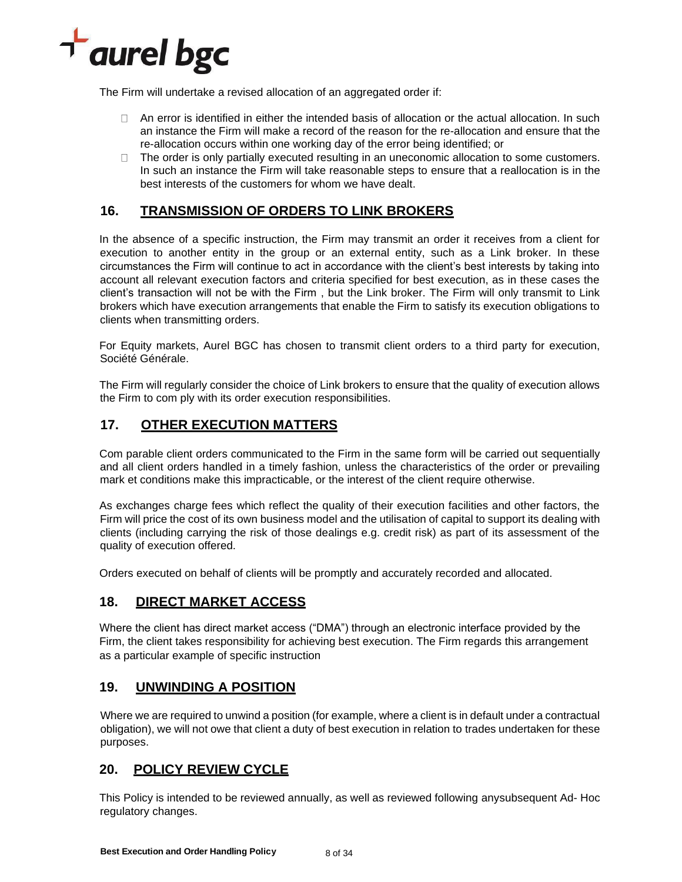The Firm will undertake a revised allocation of an aggregated order if:

- An error is identified in either the intended basis of allocation or the actual allocation. In such an instance the Firm will make a record of the reason for the re-allocation and ensure that the re-allocation occurs within one working day of the error being identified; or
- The order is only partially executed resulting in an uneconomic allocation to some customers. In such an instance the Firm will take reasonable steps to ensure that a reallocation is in the best interests of the customers for whom we have dealt.

## 16. TRANSMISSION OF ORDERS TO LINK BROKERS

In the absence of a specific instruction, the Firm may transmit an order it receives from a client for execution to another entity in the group or an external entity, such as a Link broker. In these circumstances the Firm will continue to act in accordance with the client's best interests by taking into account all relevant execution factors and criteria specified for best execution, as in these cases the client's transaction will not be with the Firm , but the Link broker. The Firm will only transmit to Link brokers which have execution arrangements that enable the Firm to satisfy its execution obligations to clients when transmitting orders.

For Equity markets, Aurel BGC has chosen to transmit client orders to a third party for execution, Société Générale.

The Firm will regularly consider the choice of Link brokers to ensure that the quality of execution allows the Firm to com ply with its order execution responsibilities.

## 17. OTHER EXECUTION MATTERS

Com parable client orders communicated to the Firm in the same form will be carried out sequentially and all client orders handled in a timely fashion, unless the characteristics of the order or prevailing mark et conditions make this impracticable, or the interest of the client require otherwise.

As exchanges charge fees which reflect the quality of their execution facilities and other factors, the Firm will price the cost of its own business model and the utilisation of capital to support its dealing with clients (including carrying the risk of those dealings e.g. credit risk) as part of its assessment of the quality of execution offered.

Orders executed on behalf of clients will be promptly and accurately recorded and allocated.

## 18. DIRECT MARKET ACCESS

Where the client has direct market access ("DMA") through an electronic interface provided by the Firm, the client takes responsibility for achieving best execution. The Firm regards this arrangement as a particular example of specific instruction

## 19. UNWINDING A POSITION

Where we are required to unwind a position (for example, where a client is in default under a contractual obligation), we will not owe that client a duty of best execution in relation to trades undertaken for these purposes.

## 20. POLICY REVIEW CYCLE

This Policy is intended to be reviewed annually, as well as reviewed following anysubsequent Ad- Hoc regulatory changes.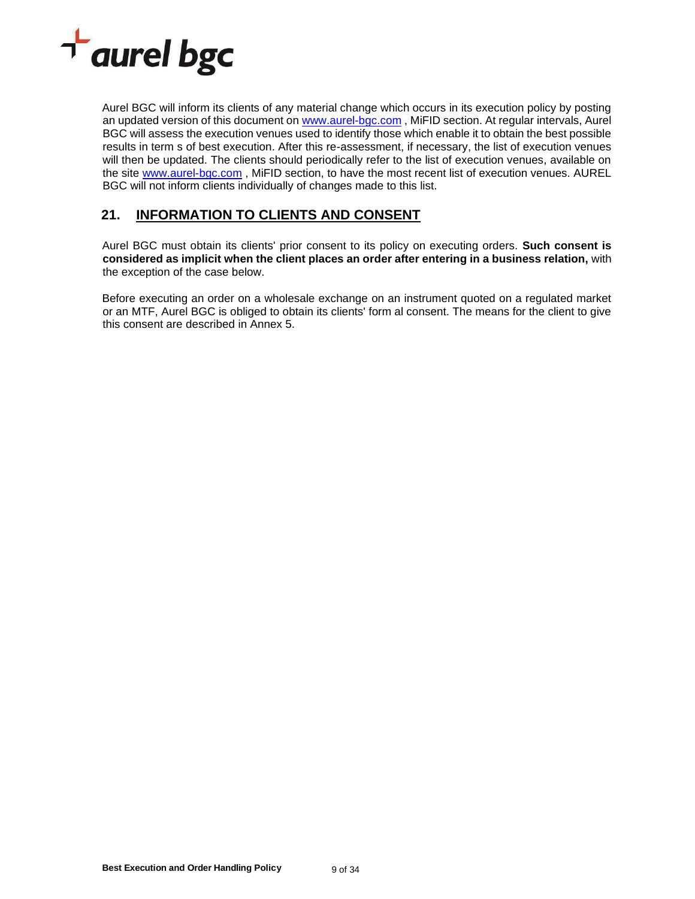Aurel BGC will inform its clients of any material change which occurs in its execution policy by posting an updated version of this document on www.aurel-bgc.com , MiFID section. At regular intervals, Aurel BGC will assess the execution venues used to identify those which enable it to obtain the best possible results in term s of best execution. After this re-assessment, if necessary, the list of execution venues will then be updated. The clients should periodically refer to the list of execution venues, available on the site www.aurel-bgc.com , MiFID section, to have the most recent list of execution venues. AUREL BGC will not inform clients individually of changes made to this list.

## 21. INFORMATION TO CLIENTS AND CONSENT

Aurel BGC must obtain its clients' prior consent to its policy on executing orders. **Such consent is considered as implicit when the client places an order after entering in a business relation,** with the exception of the case below.

Before executing an order on a wholesale exchange on an instrument quoted on a regulated market or an MTF, Aurel BGC is obliged to obtain its clients' form al consent. The means for the client to give this consent are described in Annex 5.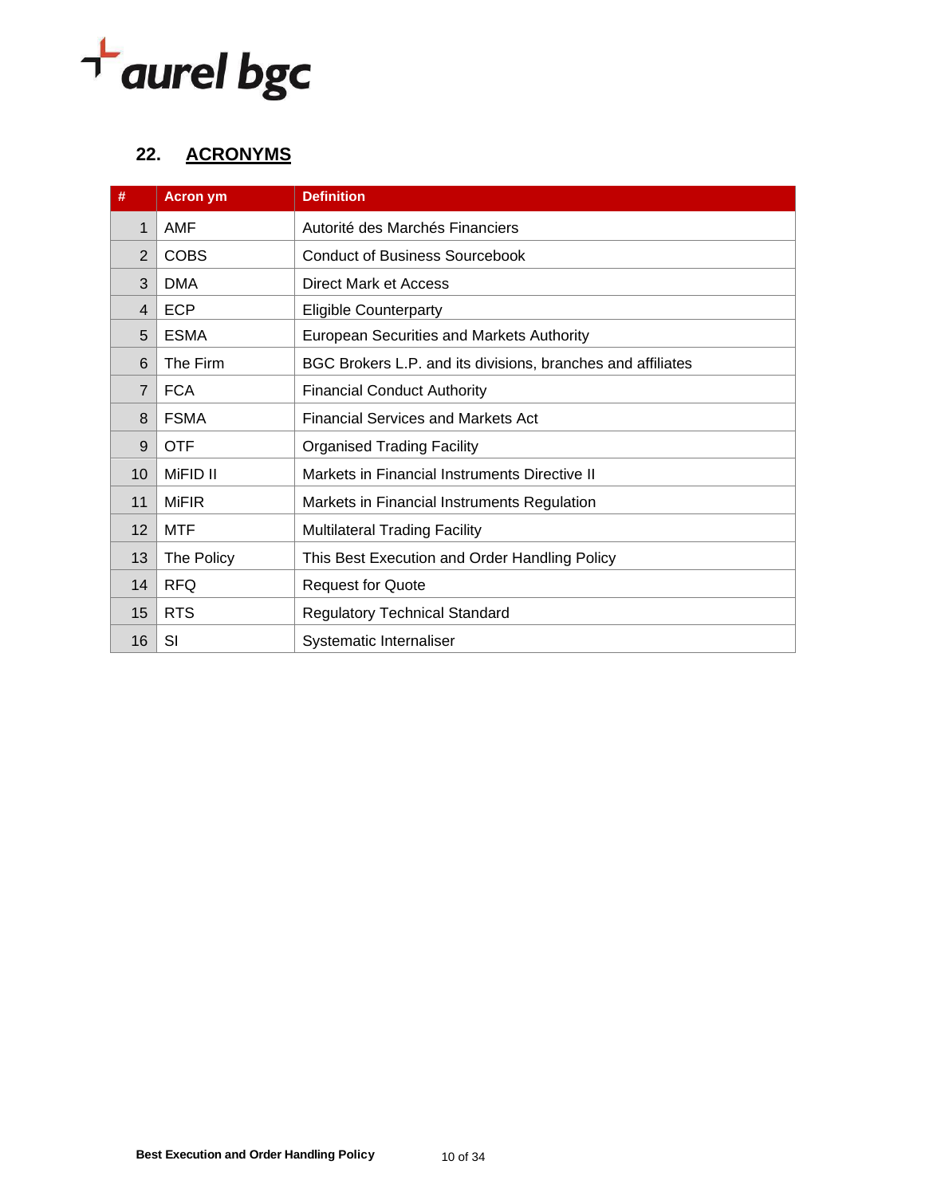## 22. ACRONYMS

| # | Acron ym | Definition |
|---|---|---|
| 1 | AMF | Autorité des Marchés Financiers |
| 2 | COBS | Conduct of Business Sourcebook |
| 3 | DMA | Direct Mark et Access |
| 4 | ECP | Eligible Counterparty |
| 5 | ESMA | European Securities and Markets Authority |
| 6 | The Firm | BGC Brokers L.P. and its divisions, branches and affiliates |
| 7 | FCA | Financial Conduct Authority |
| 8 | FSMA | Financial Services and Markets Act |
| 9 | OTF | Organised Trading Facility |
| 10 | MiFID II | Markets in Financial Instruments Directive II |
| 11 | MiFIR | Markets in Financial Instruments Regulation |
| 12 | MTF | Multilateral Trading Facility |
| 13 | The Policy | This Best Execution and Order Handling Policy |
| 14 | RFQ | Request for Quote |
| 15 | RTS | Regulatory Technical Standard |
| 16 | SI | Systematic Internaliser |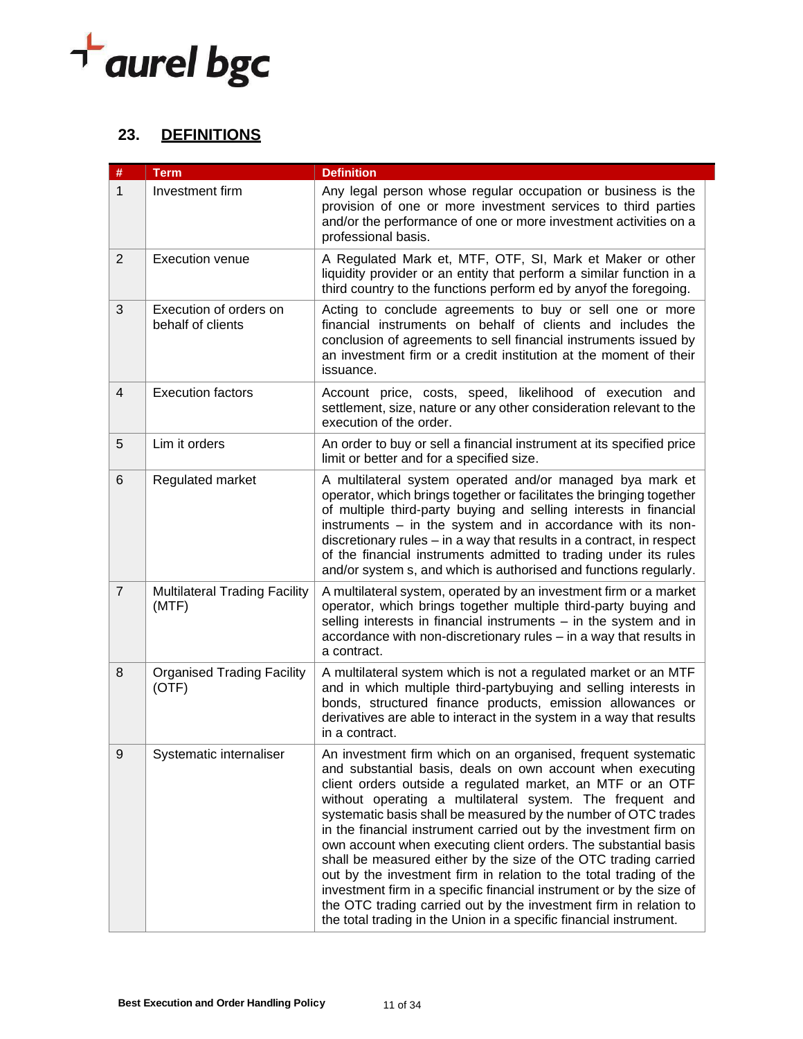## 23. DEFINITIONS

| # | Term | Definition |
|---|---|---|
| 1 | Investment firm | Any legal person whose regular occupation or business is the provision of one or more investment services to third parties and/or the performance of one or more investment activities on a professional basis. |
| 2 | Execution venue | A Regulated Mark et, MTF, OTF, SI, Mark et Maker or other liquidity provider or an entity that perform a similar function in a third country to the functions perform ed by anyof the foregoing. |
| 3 | Execution of orders on behalf of clients | Acting to conclude agreements to buy or sell one or more financial instruments on behalf of clients and includes the conclusion of agreements to sell financial instruments issued by an investment firm or a credit institution at the moment of their issuance. |
| 4 | Execution factors | Account price, costs, speed, likelihood of execution and settlement, size, nature or any other consideration relevant to the execution of the order. |
| 5 | Lim it orders | An order to buy or sell a financial instrument at its specified price limit or better and for a specified size. |
| 6 | Regulated market | A multilateral system operated and/or managed bya mark et operator, which brings together or facilitates the bringing together of multiple third-party buying and selling interests in financial instruments – in the system and in accordance with its non-discretionary rules – in a way that results in a contract, in respect of the financial instruments admitted to trading under its rules and/or system s, and which is authorised and functions regularly. |
| 7 | Multilateral Trading Facility (MTF) | A multilateral system, operated by an investment firm or a market operator, which brings together multiple third-party buying and selling interests in financial instruments – in the system and in accordance with non-discretionary rules – in a way that results in a contract. |
| 8 | Organised Trading Facility (OTF) | A multilateral system which is not a regulated market or an MTF and in which multiple third-partybuying and selling interests in bonds, structured finance products, emission allowances or derivatives are able to interact in the system in a way that results in a contract. |
| 9 | Systematic internaliser | An investment firm which on an organised, frequent systematic and substantial basis, deals on own account when executing client orders outside a regulated market, an MTF or an OTF without operating a multilateral system. The frequent and systematic basis shall be measured by the number of OTC trades in the financial instrument carried out by the investment firm on own account when executing client orders. The substantial basis shall be measured either by the size of the OTC trading carried out by the investment firm in relation to the total trading of the investment firm in a specific financial instrument or by the size of the OTC trading carried out by the investment firm in relation to the total trading in the Union in a specific financial instrument. |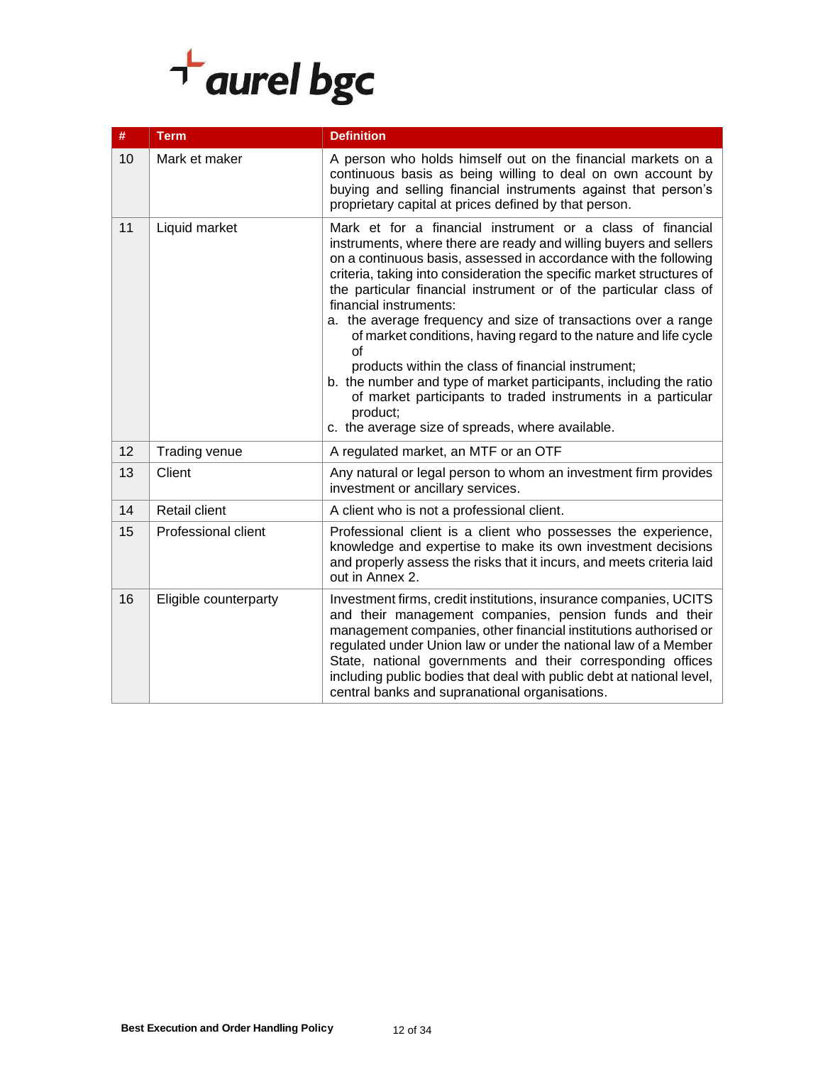| # | Term | Definition |
|---|---|---|
| 10 | Mark et maker | A person who holds himself out on the financial markets on a continuous basis as being willing to deal on own account by buying and selling financial instruments against that person's proprietary capital at prices defined by that person. |
| 11 | Liquid market | Mark et for a financial instrument or a class of financial instruments, where there are ready and willing buyers and sellers on a continuous basis, assessed in accordance with the following criteria, taking into consideration the specific market structures of the particular financial instrument or of the particular class of financial instruments:<br>a. the average frequency and size of transactions over a range of market conditions, having regard to the nature and life cycle of products within the class of financial instrument;<br>b. the number and type of market participants, including the ratio of market participants to traded instruments in a particular product;<br>c. the average size of spreads, where available. |
| 12 | Trading venue | A regulated market, an MTF or an OTF |
| 13 | Client | Any natural or legal person to whom an investment firm provides investment or ancillary services. |
| 14 | Retail client | A client who is not a professional client. |
| 15 | Professional client | Professional client is a client who possesses the experience, knowledge and expertise to make its own investment decisions and properly assess the risks that it incurs, and meets criteria laid out in Annex 2. |
| 16 | Eligible counterparty | Investment firms, credit institutions, insurance companies, UCITS and their management companies, pension funds and their management companies, other financial institutions authorised or regulated under Union law or under the national law of a Member State, national governments and their corresponding offices including public bodies that deal with public debt at national level, central banks and supranational organisations. |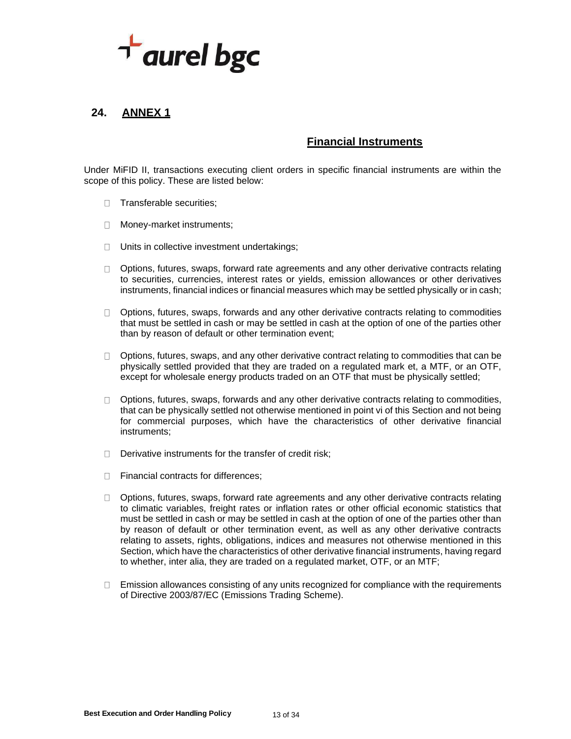## 24. ANNEX 1

### Financial Instruments

Under MiFID II, transactions executing client orders in specific financial instruments are within the scope of this policy. These are listed below:

- Transferable securities;
- Money-market instruments;
- Units in collective investment undertakings;
- Options, futures, swaps, forward rate agreements and any other derivative contracts relating to securities, currencies, interest rates or yields, emission allowances or other derivatives instruments, financial indices or financial measures which may be settled physically or in cash;
- Options, futures, swaps, forwards and any other derivative contracts relating to commodities that must be settled in cash or may be settled in cash at the option of one of the parties other than by reason of default or other termination event;
- Options, futures, swaps, and any other derivative contract relating to commodities that can be physically settled provided that they are traded on a regulated mark et, a MTF, or an OTF, except for wholesale energy products traded on an OTF that must be physically settled;
- Options, futures, swaps, forwards and any other derivative contracts relating to commodities, that can be physically settled not otherwise mentioned in point vi of this Section and not being for commercial purposes, which have the characteristics of other derivative financial instruments;
- Derivative instruments for the transfer of credit risk;
- Financial contracts for differences;
- Options, futures, swaps, forward rate agreements and any other derivative contracts relating to climatic variables, freight rates or inflation rates or other official economic statistics that must be settled in cash or may be settled in cash at the option of one of the parties other than by reason of default or other termination event, as well as any other derivative contracts relating to assets, rights, obligations, indices and measures not otherwise mentioned in this Section, which have the characteristics of other derivative financial instruments, having regard to whether, inter alia, they are traded on a regulated market, OTF, or an MTF;
- Emission allowances consisting of any units recognized for compliance with the requirements of Directive 2003/87/EC (Emissions Trading Scheme).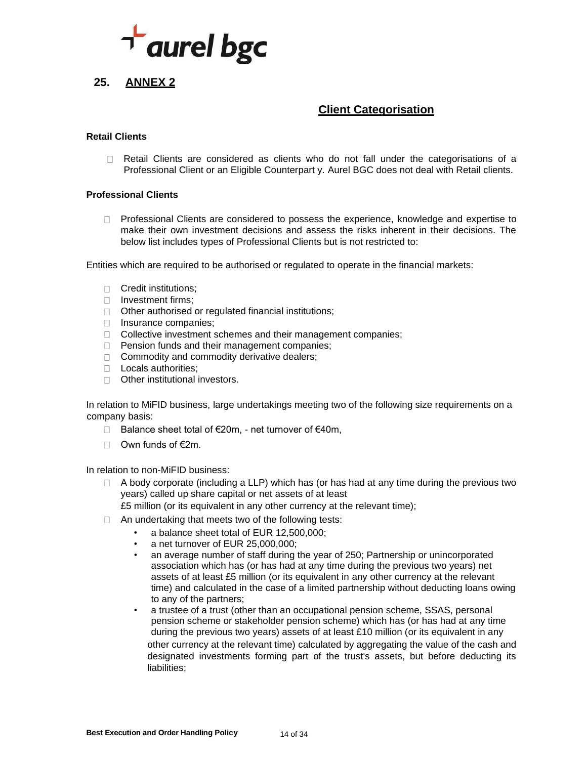## 25. ANNEX 2

### Client Categorisation

**Retail Clients**

- Retail Clients are considered as clients who do not fall under the categorisations of a Professional Client or an Eligible Counterpart y. Aurel BGC does not deal with Retail clients.

**Professional Clients**

- Professional Clients are considered to possess the experience, knowledge and expertise to make their own investment decisions and assess the risks inherent in their decisions. The below list includes types of Professional Clients but is not restricted to:

Entities which are required to be authorised or regulated to operate in the financial markets:

- Credit institutions;
- Investment firms;
- Other authorised or regulated financial institutions;
- Insurance companies;
- Collective investment schemes and their management companies;
- Pension funds and their management companies;
- Commodity and commodity derivative dealers;
- Locals authorities;
- Other institutional investors.

In relation to MiFID business, large undertakings meeting two of the following size requirements on a company basis:

- Balance sheet total of €20m, - net turnover of €40m,
- Own funds of €2m.

In relation to non-MiFID business:

- A body corporate (including a LLP) which has (or has had at any time during the previous two years) called up share capital or net assets of at least £5 million (or its equivalent in any other currency at the relevant time);
- An undertaking that meets two of the following tests:
  - a balance sheet total of EUR 12,500,000;
  - a net turnover of EUR 25,000,000;
  - an average number of staff during the year of 250; Partnership or unincorporated association which has (or has had at any time during the previous two years) net assets of at least £5 million (or its equivalent in any other currency at the relevant time) and calculated in the case of a limited partnership without deducting loans owing to any of the partners;
  - a trustee of a trust (other than an occupational pension scheme, SSAS, personal pension scheme or stakeholder pension scheme) which has (or has had at any time during the previous two years) assets of at least £10 million (or its equivalent in any other currency at the relevant time) calculated by aggregating the value of the cash and designated investments forming part of the trust's assets, but before deducting its liabilities;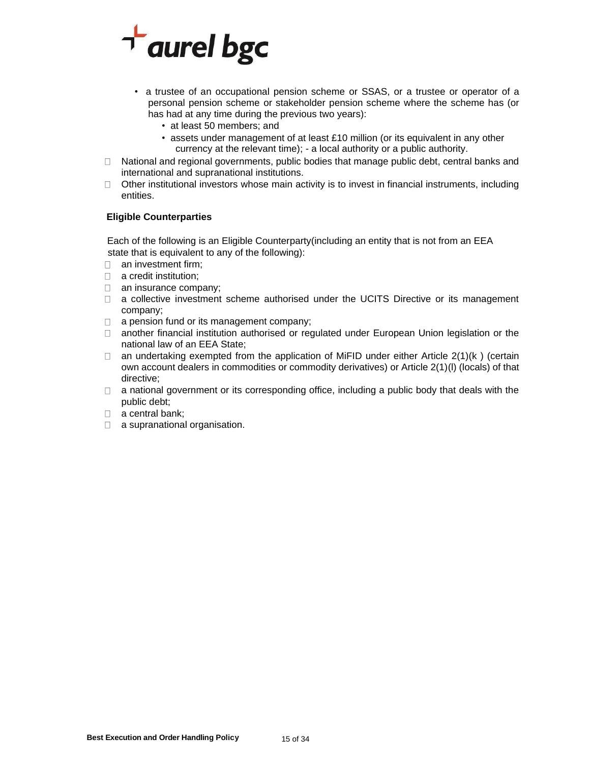- a trustee of an occupational pension scheme or SSAS, or a trustee or operator of a personal pension scheme or stakeholder pension scheme where the scheme has (or has had at any time during the previous two years):
  - at least 50 members; and
  - assets under management of at least £10 million (or its equivalent in any other currency at the relevant time); - a local authority or a public authority.
- National and regional governments, public bodies that manage public debt, central banks and international and supranational institutions.
- Other institutional investors whose main activity is to invest in financial instruments, including entities.

**Eligible Counterparties**

Each of the following is an Eligible Counterparty(including an entity that is not from an EEA state that is equivalent to any of the following):

- an investment firm;
- a credit institution;
- an insurance company;
- a collective investment scheme authorised under the UCITS Directive or its management company;
- a pension fund or its management company;
- another financial institution authorised or regulated under European Union legislation or the national law of an EEA State;
- an undertaking exempted from the application of MiFID under either Article 2(1)(k ) (certain own account dealers in commodities or commodity derivatives) or Article 2(1)(l) (locals) of that directive;
- a national government or its corresponding office, including a public body that deals with the public debt;
- a central bank;
- a supranational organisation.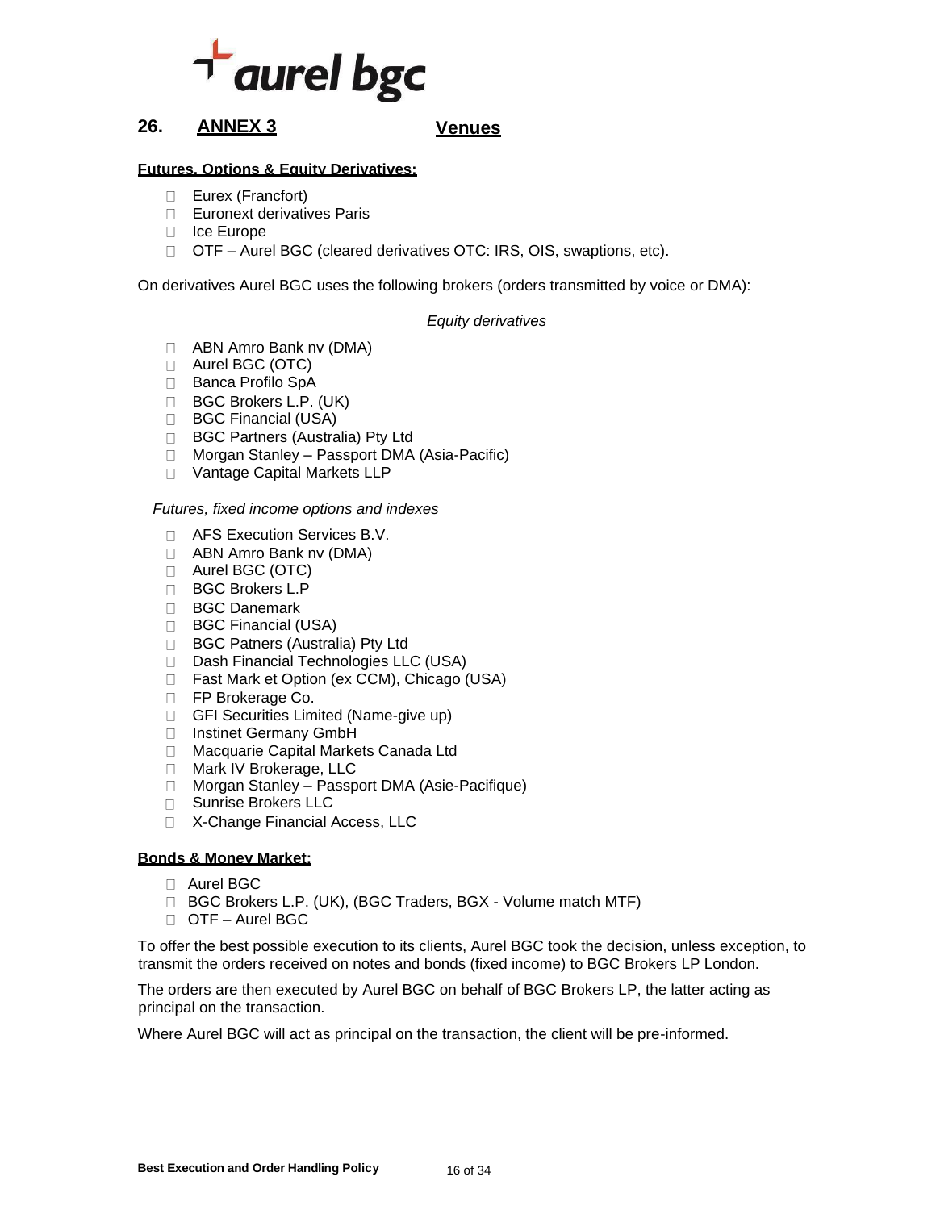## 26. ANNEX 3 Venues

**Futures, Options & Equity Derivatives:**

- Eurex (Francfort)
- Euronext derivatives Paris
- Ice Europe
- OTF – Aurel BGC (cleared derivatives OTC: IRS, OIS, swaptions, etc).

On derivatives Aurel BGC uses the following brokers (orders transmitted by voice or DMA):

*Equity derivatives*

- ABN Amro Bank nv (DMA)
- Aurel BGC (OTC)
- Banca Profilo SpA
- BGC Brokers L.P. (UK)
- BGC Financial (USA)
- BGC Partners (Australia) Pty Ltd
- Morgan Stanley – Passport DMA (Asia-Pacific)
- Vantage Capital Markets LLP

*Futures, fixed income options and indexes*

- AFS Execution Services B.V.
- ABN Amro Bank nv (DMA)
- Aurel BGC (OTC)
- BGC Brokers L.P
- BGC Danemark
- BGC Financial (USA)
- BGC Patners (Australia) Pty Ltd
- Dash Financial Technologies LLC (USA)
- Fast Mark et Option (ex CCM), Chicago (USA)
- FP Brokerage Co.
- GFI Securities Limited (Name-give up)
- Instinet Germany GmbH
- Macquarie Capital Markets Canada Ltd
- Mark IV Brokerage, LLC
- Morgan Stanley – Passport DMA (Asie-Pacifique)
- Sunrise Brokers LLC
- X-Change Financial Access, LLC

**Bonds & Money Market:**

- Aurel BGC
- BGC Brokers L.P. (UK), (BGC Traders, BGX - Volume match MTF)
- OTF – Aurel BGC

To offer the best possible execution to its clients, Aurel BGC took the decision, unless exception, to transmit the orders received on notes and bonds (fixed income) to BGC Brokers LP London.

The orders are then executed by Aurel BGC on behalf of BGC Brokers LP, the latter acting as principal on the transaction.

Where Aurel BGC will act as principal on the transaction, the client will be pre-informed.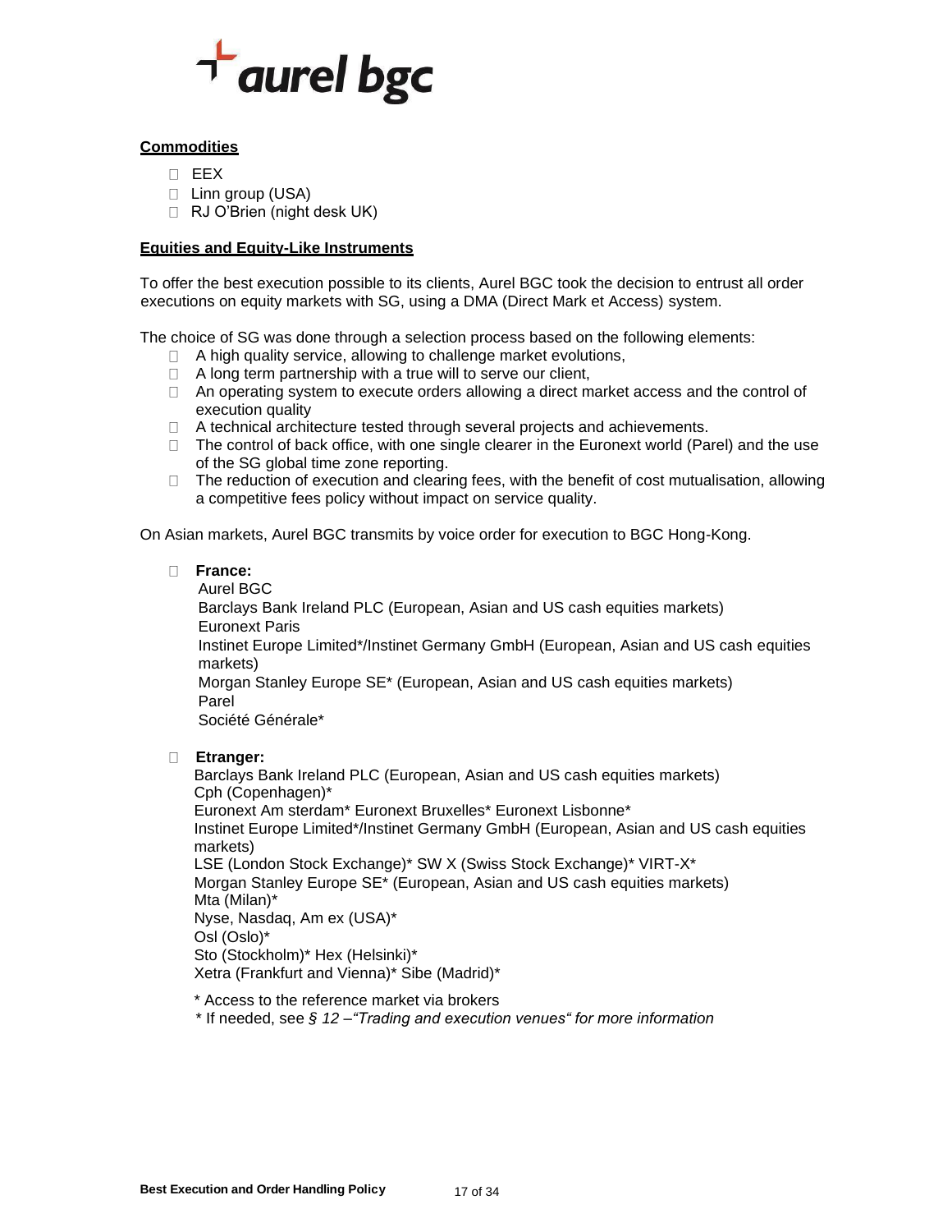**Commodities**

- EEX
- Linn group (USA)
- RJ O'Brien (night desk UK)

**Equities and Equity-Like Instruments**

To offer the best execution possible to its clients, Aurel BGC took the decision to entrust all order executions on equity markets with SG, using a DMA (Direct Mark et Access) system.

The choice of SG was done through a selection process based on the following elements:

- A high quality service, allowing to challenge market evolutions,
- A long term partnership with a true will to serve our client,
- An operating system to execute orders allowing a direct market access and the control of execution quality
- A technical architecture tested through several projects and achievements.
- The control of back office, with one single clearer in the Euronext world (Parel) and the use of the SG global time zone reporting.
- The reduction of execution and clearing fees, with the benefit of cost mutualisation, allowing a competitive fees policy without impact on service quality.

On Asian markets, Aurel BGC transmits by voice order for execution to BGC Hong-Kong.

- **France:**
  Aurel BGC
  Barclays Bank Ireland PLC (European, Asian and US cash equities markets)
  Euronext Paris
  Instinet Europe Limited*/Instinet Germany GmbH (European, Asian and US cash equities markets)
  Morgan Stanley Europe SE* (European, Asian and US cash equities markets)
  Parel
  Société Générale*

- **Etranger:**
  Barclays Bank Ireland PLC (European, Asian and US cash equities markets)
  Cph (Copenhagen)*
  Euronext Am sterdam* Euronext Bruxelles* Euronext Lisbonne*
  Instinet Europe Limited*/Instinet Germany GmbH (European, Asian and US cash equities markets)
  LSE (London Stock Exchange)* SW X (Swiss Stock Exchange)* VIRT-X*
  Morgan Stanley Europe SE* (European, Asian and US cash equities markets)
  Mta (Milan)*
  Nyse, Nasdaq, Am ex (USA)*
  Osl (Oslo)*
  Sto (Stockholm)* Hex (Helsinki)*
  Xetra (Frankfurt and Vienna)* Sibe (Madrid)*

  \* Access to the reference market via brokers
  \* If needed, see *§ 12 –"Trading and execution venues" for more information*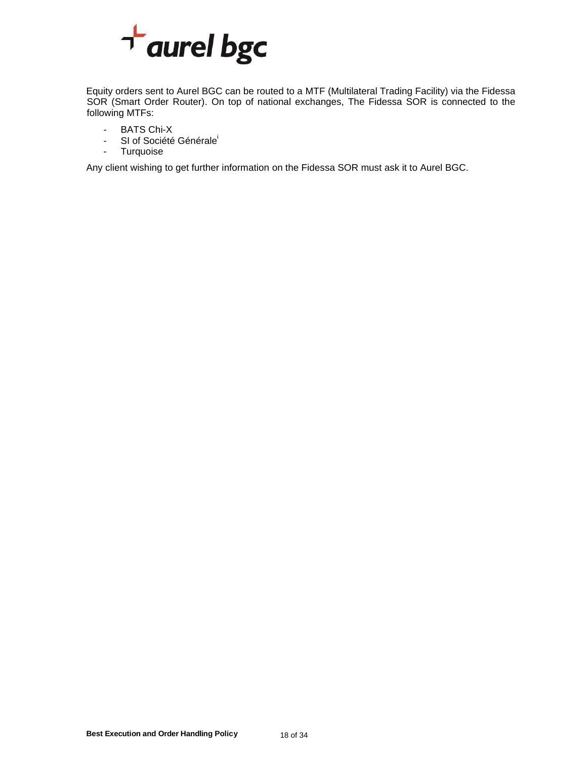Equity orders sent to Aurel BGC can be routed to a MTF (Multilateral Trading Facility) via the Fidessa SOR (Smart Order Router). On top of national exchanges, The Fidessa SOR is connected to the following MTFs:

- BATS Chi-X
- SI of Société Générale[i]
- Turquoise

Any client wishing to get further information on the Fidessa SOR must ask it to Aurel BGC.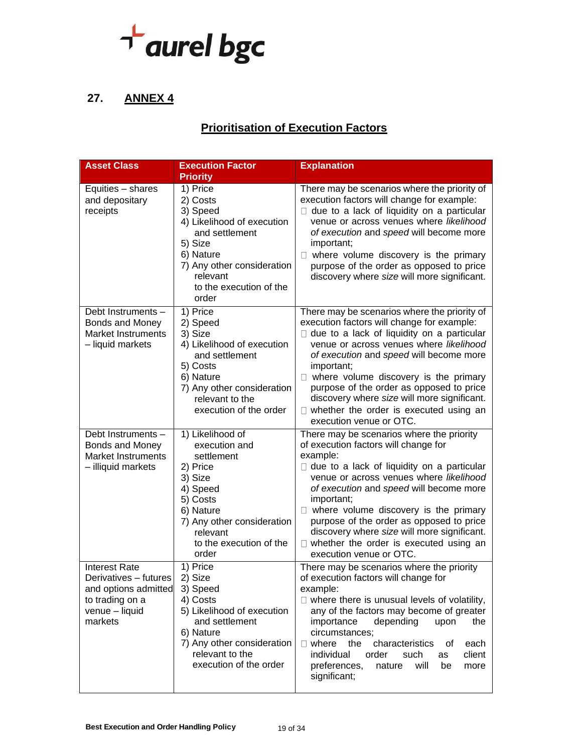## 27. ANNEX 4

### Prioritisation of Execution Factors

| Asset Class | Execution Factor Priority | Explanation |
|---|---|---|
| Equities – shares and depositary receipts | 1) Price<br>2) Costs<br>3) Speed<br>4) Likelihood of execution and settlement<br>5) Size<br>6) Nature<br>7) Any other consideration relevant to the execution of the order | There may be scenarios where the priority of execution factors will change for example:<br>□ due to a lack of liquidity on a particular venue or across venues where *likelihood of execution* and *speed* will become more important;<br>□ where volume discovery is the primary purpose of the order as opposed to price discovery where *size* will more significant. |
| Debt Instruments – Bonds and Money Market Instruments – liquid markets | 1) Price<br>2) Speed<br>3) Size<br>4) Likelihood of execution and settlement<br>5) Costs<br>6) Nature<br>7) Any other consideration relevant to the execution of the order | There may be scenarios where the priority of execution factors will change for example:<br>□ due to a lack of liquidity on a particular venue or across venues where *likelihood of execution* and *speed* will become more important;<br>□ where volume discovery is the primary purpose of the order as opposed to price discovery where *size* will more significant.<br>□ whether the order is executed using an execution venue or OTC. |
| Debt Instruments – Bonds and Money Market Instruments – illiquid markets | 1) Likelihood of execution and settlement<br>2) Price<br>3) Size<br>4) Speed<br>5) Costs<br>6) Nature<br>7) Any other consideration relevant to the execution of the order | There may be scenarios where the priority of execution factors will change for example:<br>□ due to a lack of liquidity on a particular venue or across venues where *likelihood of execution* and *speed* will become more important;<br>□ where volume discovery is the primary purpose of the order as opposed to price discovery where *size* will more significant.<br>□ whether the order is executed using an execution venue or OTC. |
| Interest Rate Derivatives – futures and options admitted to trading on a venue – liquid markets | 1) Price<br>2) Size<br>3) Speed<br>4) Costs<br>5) Likelihood of execution and settlement<br>6) Nature<br>7) Any other consideration relevant to the execution of the order | There may be scenarios where the priority of execution factors will change for example:<br>□ where there is unusual levels of volatility, any of the factors may become of greater importance depending upon the circumstances;<br>□ where the characteristics of each individual order such as client preferences, nature will be more significant; |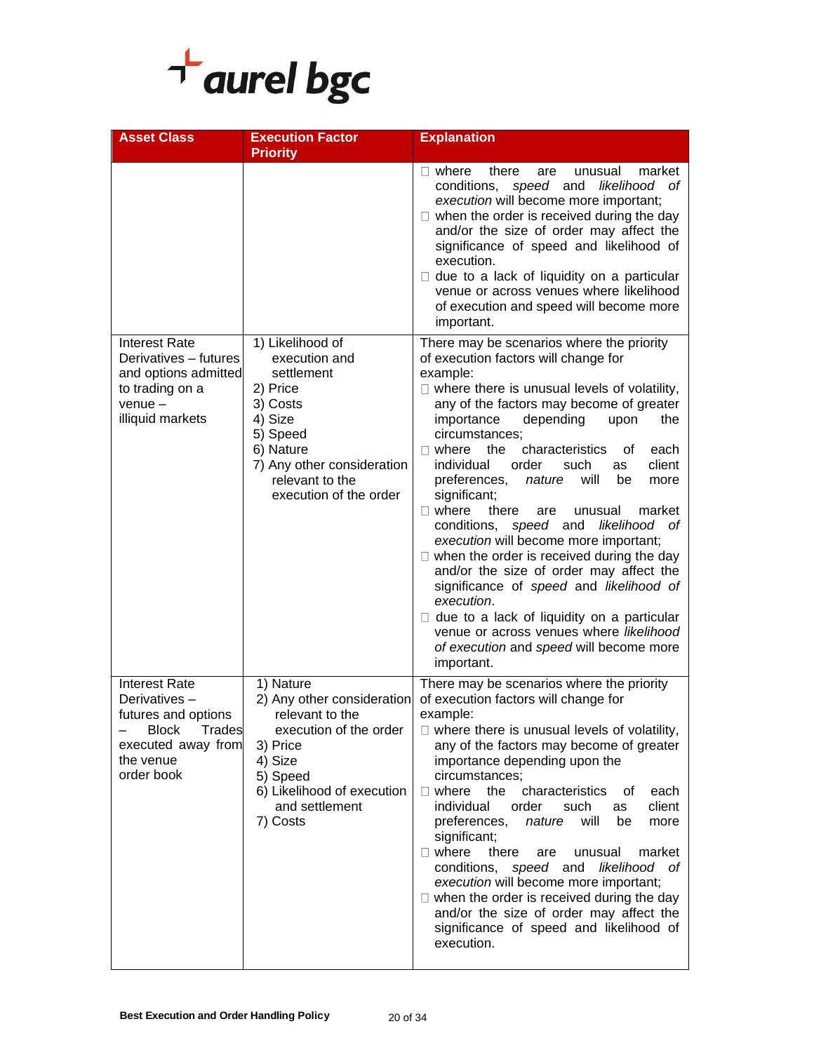| Asset Class | Execution Factor Priority | Explanation |
|---|---|---|
| | | - where there are unusual market conditions, *speed* and *likelihood of execution* will become more important;<br>- when the order is received during the day and/or the size of order may affect the significance of speed and likelihood of execution.<br>- due to a lack of liquidity on a particular venue or across venues where likelihood of execution and speed will become more important. |
| Interest Rate Derivatives – futures and options admitted to trading on a venue – illiquid markets | 1) Likelihood of execution and settlement<br>2) Price<br>3) Costs<br>4) Size<br>5) Speed<br>6) Nature<br>7) Any other consideration relevant to the execution of the order | There may be scenarios where the priority of execution factors will change for example:<br>- where there is unusual levels of volatility, any of the factors may become of greater importance depending upon the circumstances;<br>- where the characteristics of each individual order such as client preferences, *nature* will be more significant;<br>- where there are unusual market conditions, *speed* and *likelihood of execution* will become more important;<br>- when the order is received during the day and/or the size of order may affect the significance of *speed* and *likelihood of execution*.<br>- due to a lack of liquidity on a particular venue or across venues where *likelihood of execution* and *speed* will become more important. |
| Interest Rate Derivatives – futures and options – Block Trades executed away from the venue order book | 1) Nature<br>2) Any other consideration relevant to the execution of the order<br>3) Price<br>4) Size<br>5) Speed<br>6) Likelihood of execution and settlement<br>7) Costs | There may be scenarios where the priority of execution factors will change for example:<br>- where there is unusual levels of volatility, any of the factors may become of greater importance depending upon the circumstances;<br>- where the characteristics of each individual order such as client preferences, *nature* will be more significant;<br>- where there are unusual market conditions, *speed* and *likelihood of execution* will become more important;<br>- when the order is received during the day and/or the size of order may affect the significance of speed and likelihood of execution. |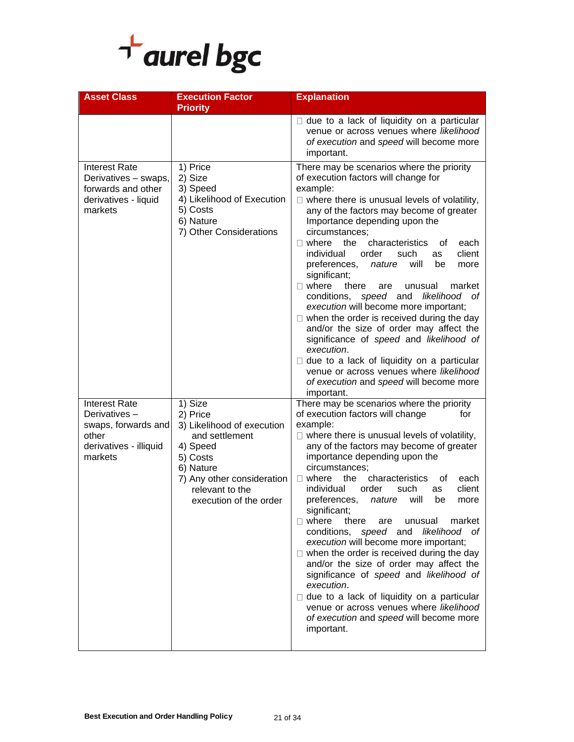| Asset Class | Execution Factor Priority | Explanation |
|---|---|---|
| | | □ due to a lack of liquidity on a particular venue or across venues where *likelihood of execution* and *speed* will become more important. |
| Interest Rate Derivatives – swaps, forwards and other derivatives - liquid markets | 1) Price<br>2) Size<br>3) Speed<br>4) Likelihood of Execution<br>5) Costs<br>6) Nature<br>7) Other Considerations | There may be scenarios where the priority of execution factors will change for example:<br>□ where there is unusual levels of volatility, any of the factors may become of greater Importance depending upon the circumstances;<br>□ where the characteristics of each individual order such as client preferences, *nature* will be more significant;<br>□ where there are unusual market conditions, *speed* and *likelihood of execution* will become more important;<br>□ when the order is received during the day and/or the size of order may affect the significance of *speed* and *likelihood of execution*.<br>□ due to a lack of liquidity on a particular venue or across venues where *likelihood of execution* and *speed* will become more important. |
| Interest Rate Derivatives – swaps, forwards and other derivatives - illiquid markets | 1) Size<br>2) Price<br>3) Likelihood of execution and settlement<br>4) Speed<br>5) Costs<br>6) Nature<br>7) Any other consideration relevant to the execution of the order | There may be scenarios where the priority of execution factors will change for example:<br>□ where there is unusual levels of volatility, any of the factors may become of greater importance depending upon the circumstances;<br>□ where the characteristics of each individual order such as client preferences, *nature* will be more significant;<br>□ where there are unusual market conditions, *speed* and *likelihood of execution* will become more important;<br>□ when the order is received during the day and/or the size of order may affect the significance of *speed* and *likelihood of execution*.<br>□ due to a lack of liquidity on a particular venue or across venues where *likelihood of execution* and *speed* will become more important. |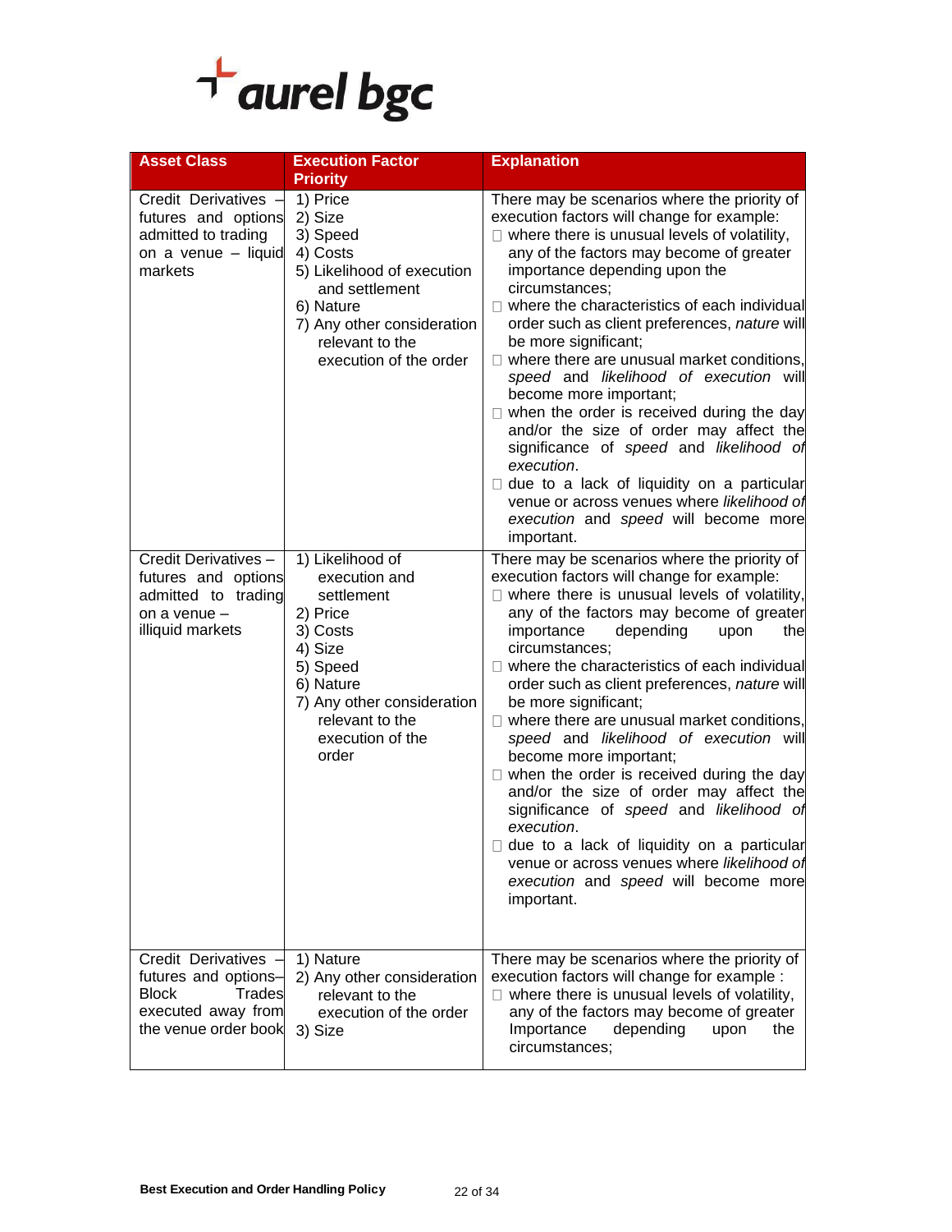| Asset Class | Execution Factor Priority | Explanation |
|---|---|---|
| Credit Derivatives – futures and options admitted to trading on a venue – liquid markets | 1) Price<br>2) Size<br>3) Speed<br>4) Costs<br>5) Likelihood of execution and settlement<br>6) Nature<br>7) Any other consideration relevant to the execution of the order | There may be scenarios where the priority of execution factors will change for example:<br>□ where there is unusual levels of volatility, any of the factors may become of greater importance depending upon the circumstances;<br>□ where the characteristics of each individual order such as client preferences, *nature* will be more significant;<br>□ where there are unusual market conditions, *speed* and *likelihood of execution* will become more important;<br>□ when the order is received during the day and/or the size of order may affect the significance of *speed* and *likelihood of execution*.<br>□ due to a lack of liquidity on a particular venue or across venues where *likelihood of execution* and *speed* will become more important. |
| Credit Derivatives – futures and options admitted to trading on a venue – illiquid markets | 1) Likelihood of execution and settlement<br>2) Price<br>3) Costs<br>4) Size<br>5) Speed<br>6) Nature<br>7) Any other consideration relevant to the execution of the order | There may be scenarios where the priority of execution factors will change for example:<br>□ where there is unusual levels of volatility, any of the factors may become of greater importance depending upon the circumstances;<br>□ where the characteristics of each individual order such as client preferences, *nature* will be more significant;<br>□ where there are unusual market conditions, *speed* and *likelihood of execution* will become more important;<br>□ when the order is received during the day and/or the size of order may affect the significance of *speed* and *likelihood of execution*.<br>□ due to a lack of liquidity on a particular venue or across venues where *likelihood of execution* and *speed* will become more important. |
| Credit Derivatives – futures and options– Block Trades executed away from the venue order book | 1) Nature<br>2) Any other consideration relevant to the execution of the order<br>3) Size | There may be scenarios where the priority of execution factors will change for example :<br>□ where there is unusual levels of volatility, any of the factors may become of greater Importance depending upon the circumstances; |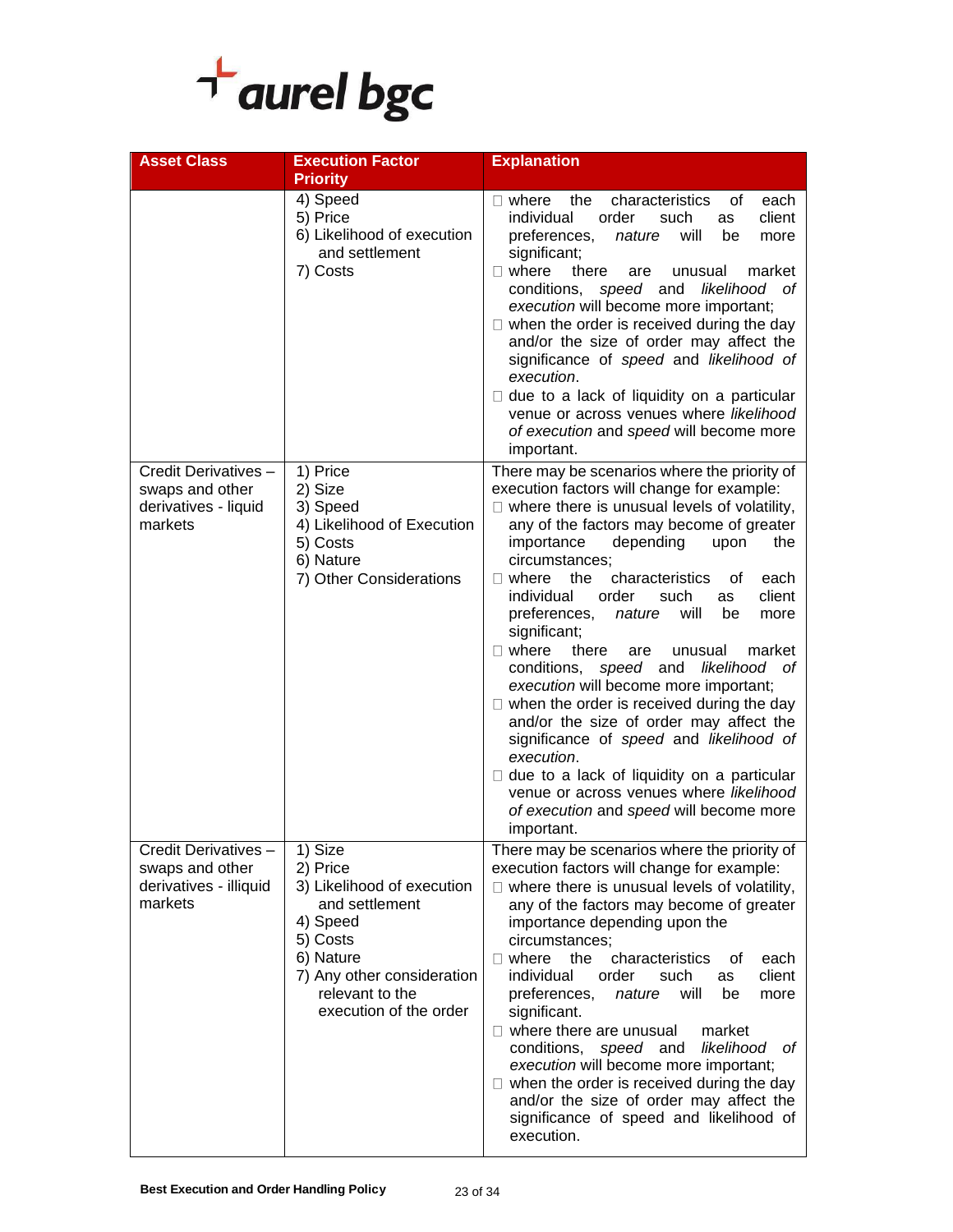| Asset Class | Execution Factor Priority | Explanation |
| --- | --- | --- |
| | 4) Speed<br>5) Price<br>6) Likelihood of execution and settlement<br>7) Costs | □ where the characteristics of each individual order such as client preferences, *nature* will be more significant;<br>□ where there are unusual market conditions, *speed* and *likelihood of execution* will become more important;<br>□ when the order is received during the day and/or the size of order may affect the significance of *speed* and *likelihood of execution*.<br>□ due to a lack of liquidity on a particular venue or across venues where *likelihood of execution* and *speed* will become more important. |
| Credit Derivatives – swaps and other derivatives - liquid markets | 1) Price<br>2) Size<br>3) Speed<br>4) Likelihood of Execution<br>5) Costs<br>6) Nature<br>7) Other Considerations | There may be scenarios where the priority of execution factors will change for example:<br>□ where there is unusual levels of volatility, any of the factors may become of greater importance depending upon the circumstances;<br>□ where the characteristics of each individual order such as client preferences, *nature* will be more significant;<br>□ where there are unusual market conditions, *speed* and *likelihood of execution* will become more important;<br>□ when the order is received during the day and/or the size of order may affect the significance of *speed* and *likelihood of execution*.<br>□ due to a lack of liquidity on a particular venue or across venues where *likelihood of execution* and *speed* will become more important. |
| Credit Derivatives – swaps and other derivatives - illiquid markets | 1) Size<br>2) Price<br>3) Likelihood of execution and settlement<br>4) Speed<br>5) Costs<br>6) Nature<br>7) Any other consideration relevant to the execution of the order | There may be scenarios where the priority of execution factors will change for example:<br>□ where there is unusual levels of volatility, any of the factors may become of greater importance depending upon the circumstances;<br>□ where the characteristics of each individual order such as client preferences, *nature* will be more significant.<br>□ where there are unusual market conditions, *speed* and *likelihood of execution* will become more important;<br>□ when the order is received during the day and/or the size of order may affect the significance of speed and likelihood of execution. |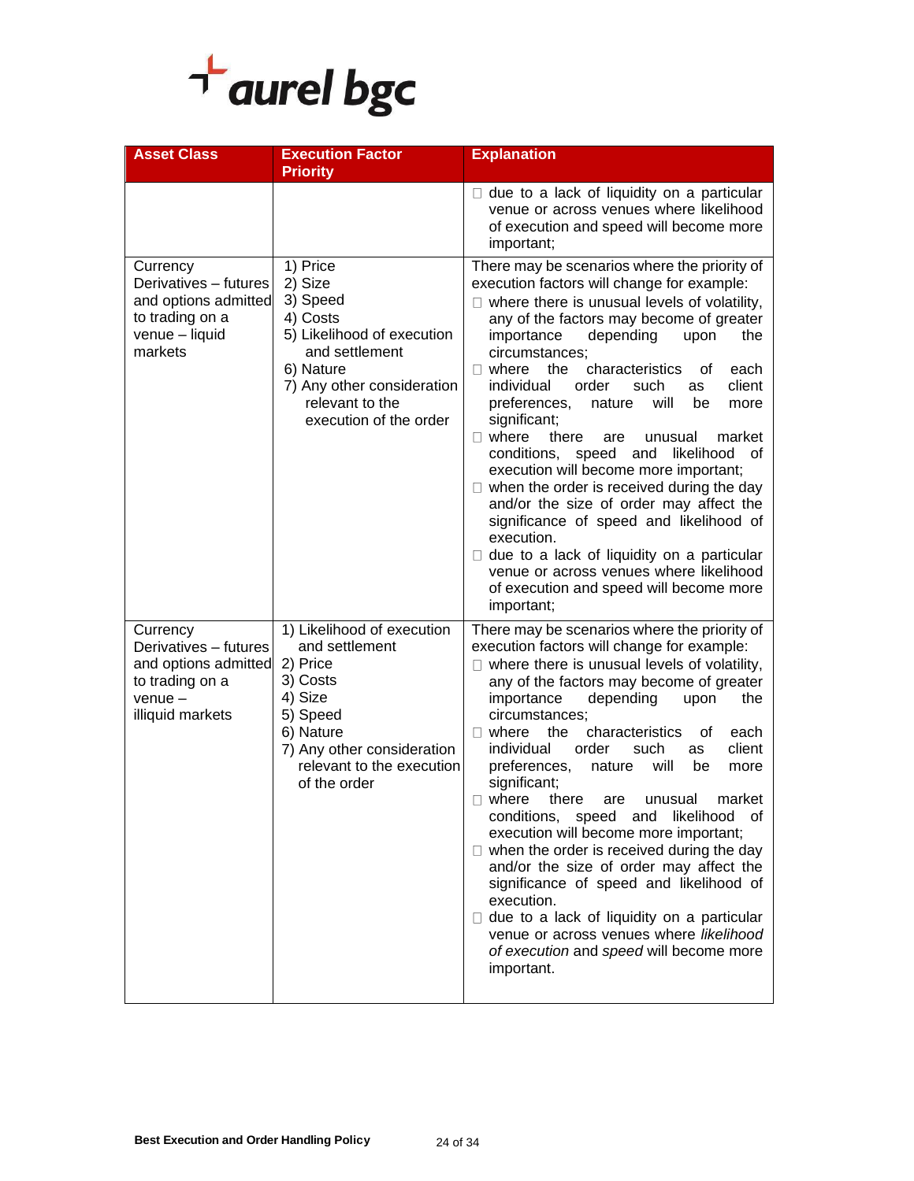| Asset Class | Execution Factor Priority | Explanation |
|---|---|---|
| | | • due to a lack of liquidity on a particular venue or across venues where likelihood of execution and speed will become more important; |
| Currency Derivatives – futures and options admitted to trading on a venue – liquid markets | 1) Price<br>2) Size<br>3) Speed<br>4) Costs<br>5) Likelihood of execution and settlement<br>6) Nature<br>7) Any other consideration relevant to the execution of the order | There may be scenarios where the priority of execution factors will change for example:<br>• where there is unusual levels of volatility, any of the factors may become of greater importance depending upon the circumstances;<br>• where the characteristics of each individual order such as client preferences, nature will be more significant;<br>• where there are unusual market conditions, speed and likelihood of execution will become more important;<br>• when the order is received during the day and/or the size of order may affect the significance of speed and likelihood of execution.<br>• due to a lack of liquidity on a particular venue or across venues where likelihood of execution and speed will become more important; |
| Currency Derivatives – futures and options admitted to trading on a venue – illiquid markets | 1) Likelihood of execution and settlement<br>2) Price<br>3) Costs<br>4) Size<br>5) Speed<br>6) Nature<br>7) Any other consideration relevant to the execution of the order | There may be scenarios where the priority of execution factors will change for example:<br>• where there is unusual levels of volatility, any of the factors may become of greater importance depending upon the circumstances;<br>• where the characteristics of each individual order such as client preferences, nature will be more significant;<br>• where there are unusual market conditions, speed and likelihood of execution will become more important;<br>• when the order is received during the day and/or the size of order may affect the significance of speed and likelihood of execution.<br>• due to a lack of liquidity on a particular venue or across venues where *likelihood of execution* and *speed* will become more important. |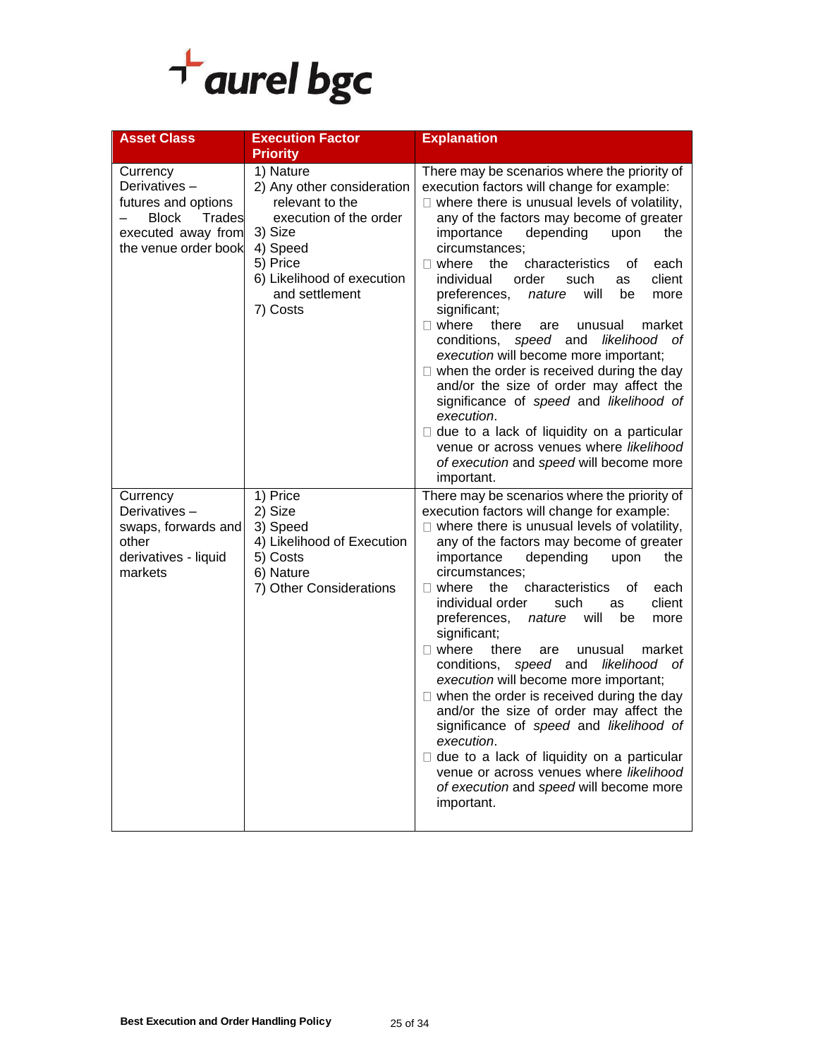| Asset Class | Execution Factor Priority | Explanation |
|---|---|---|
| Currency Derivatives – futures and options – Block Trades executed away from the venue order book | 1) Nature<br>2) Any other consideration relevant to the execution of the order<br>3) Size<br>4) Speed<br>5) Price<br>6) Likelihood of execution and settlement<br>7) Costs | There may be scenarios where the priority of execution factors will change for example:<br>□ where there is unusual levels of volatility, any of the factors may become of greater importance depending upon the circumstances;<br>□ where the characteristics of each individual order such as client preferences, *nature* will be more significant;<br>□ where there are unusual market conditions, *speed* and *likelihood of execution* will become more important;<br>□ when the order is received during the day and/or the size of order may affect the significance of *speed* and *likelihood of execution*.<br>□ due to a lack of liquidity on a particular venue or across venues where *likelihood of execution* and *speed* will become more important. |
| Currency Derivatives – swaps, forwards and other derivatives - liquid markets | 1) Price<br>2) Size<br>3) Speed<br>4) Likelihood of Execution<br>5) Costs<br>6) Nature<br>7) Other Considerations | There may be scenarios where the priority of execution factors will change for example:<br>□ where there is unusual levels of volatility, any of the factors may become of greater importance depending upon the circumstances;<br>□ where the characteristics of each individual order such as client preferences, *nature* will be more significant;<br>□ where there are unusual market conditions, *speed* and *likelihood of execution* will become more important;<br>□ when the order is received during the day and/or the size of order may affect the significance of *speed* and *likelihood of execution*.<br>□ due to a lack of liquidity on a particular venue or across venues where *likelihood of execution* and *speed* will become more important. |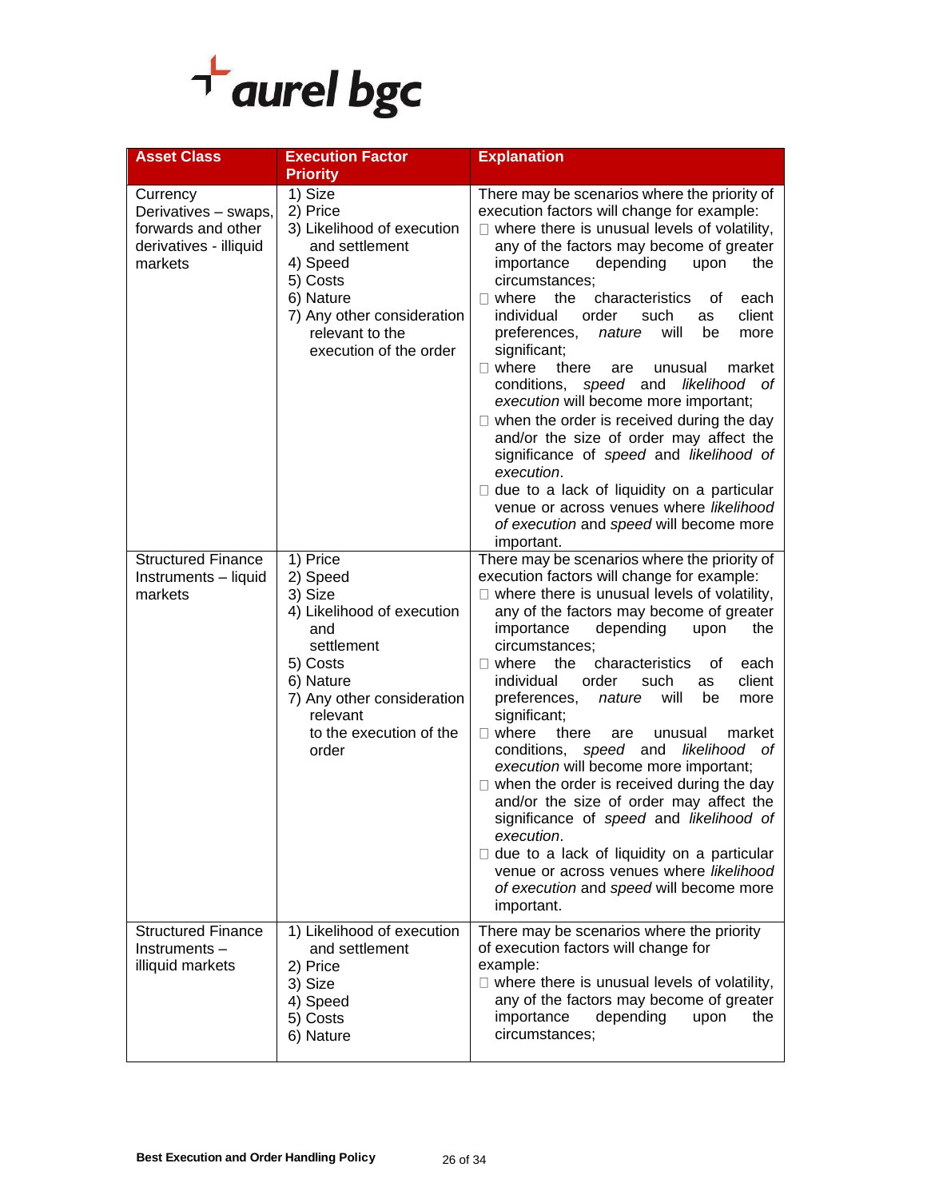| Asset Class | Execution Factor Priority | Explanation |
|---|---|---|
| Currency Derivatives – swaps, forwards and other derivatives - illiquid markets | 1) Size<br>2) Price<br>3) Likelihood of execution and settlement<br>4) Speed<br>5) Costs<br>6) Nature<br>7) Any other consideration relevant to the execution of the order | There may be scenarios where the priority of execution factors will change for example:<br>□ where there is unusual levels of volatility, any of the factors may become of greater importance depending upon the circumstances;<br>□ where the characteristics of each individual order such as client preferences, *nature* will be more significant;<br>□ where there are unusual market conditions, *speed* and *likelihood of execution* will become more important;<br>□ when the order is received during the day and/or the size of order may affect the significance of *speed* and *likelihood of execution*.<br>□ due to a lack of liquidity on a particular venue or across venues where *likelihood of execution* and *speed* will become more important. |
| Structured Finance Instruments – liquid markets | 1) Price<br>2) Speed<br>3) Size<br>4) Likelihood of execution and settlement<br>5) Costs<br>6) Nature<br>7) Any other consideration relevant to the execution of the order | There may be scenarios where the priority of execution factors will change for example:<br>□ where there is unusual levels of volatility, any of the factors may become of greater importance depending upon the circumstances;<br>□ where the characteristics of each individual order such as client preferences, *nature* will be more significant;<br>□ where there are unusual market conditions, *speed* and *likelihood of execution* will become more important;<br>□ when the order is received during the day and/or the size of order may affect the significance of *speed* and *likelihood of execution*.<br>□ due to a lack of liquidity on a particular venue or across venues where *likelihood of execution* and *speed* will become more important. |
| Structured Finance Instruments – illiquid markets | 1) Likelihood of execution and settlement<br>2) Price<br>3) Size<br>4) Speed<br>5) Costs<br>6) Nature | There may be scenarios where the priority of execution factors will change for example:<br>□ where there is unusual levels of volatility, any of the factors may become of greater importance depending upon the circumstances; |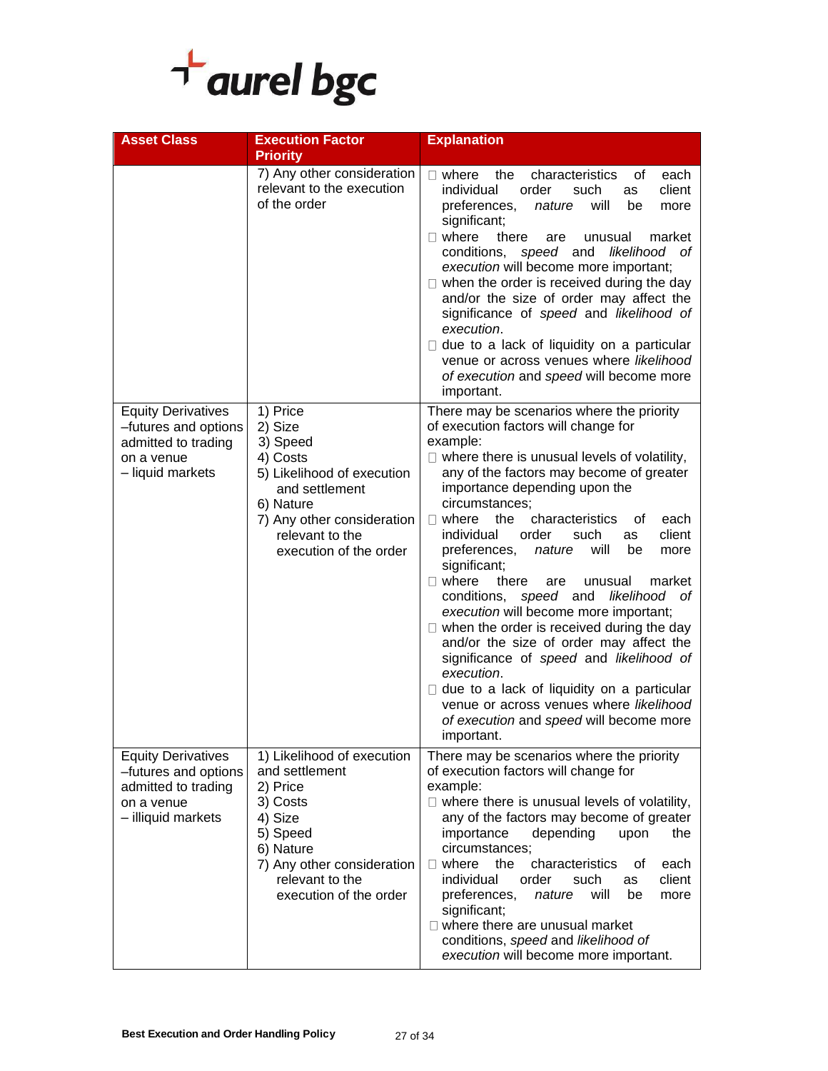| Asset Class | Execution Factor Priority | Explanation |
|---|---|---|
| | 7) Any other consideration relevant to the execution of the order | □ where the characteristics of each individual order such as client preferences, *nature* will be more significant;<br>□ where there are unusual market conditions, *speed* and *likelihood of execution* will become more important;<br>□ when the order is received during the day and/or the size of order may affect the significance of *speed* and *likelihood of execution*.<br>□ due to a lack of liquidity on a particular venue or across venues where *likelihood of execution* and *speed* will become more important. |
| Equity Derivatives –futures and options admitted to trading on a venue – liquid markets | 1) Price<br>2) Size<br>3) Speed<br>4) Costs<br>5) Likelihood of execution and settlement<br>6) Nature<br>7) Any other consideration relevant to the execution of the order | There may be scenarios where the priority of execution factors will change for example:<br>□ where there is unusual levels of volatility, any of the factors may become of greater importance depending upon the circumstances;<br>□ where the characteristics of each individual order such as client preferences, *nature* will be more significant;<br>□ where there are unusual market conditions, *speed* and *likelihood of execution* will become more important;<br>□ when the order is received during the day and/or the size of order may affect the significance of *speed* and *likelihood of execution*.<br>□ due to a lack of liquidity on a particular venue or across venues where *likelihood of execution* and *speed* will become more important. |
| Equity Derivatives –futures and options admitted to trading on a venue – illiquid markets | 1) Likelihood of execution and settlement<br>2) Price<br>3) Costs<br>4) Size<br>5) Speed<br>6) Nature<br>7) Any other consideration relevant to the execution of the order | There may be scenarios where the priority of execution factors will change for example:<br>□ where there is unusual levels of volatility, any of the factors may become of greater importance depending upon the circumstances;<br>□ where the characteristics of each individual order such as client preferences, *nature* will be more significant;<br>□ where there are unusual market conditions, *speed* and *likelihood of execution* will become more important. |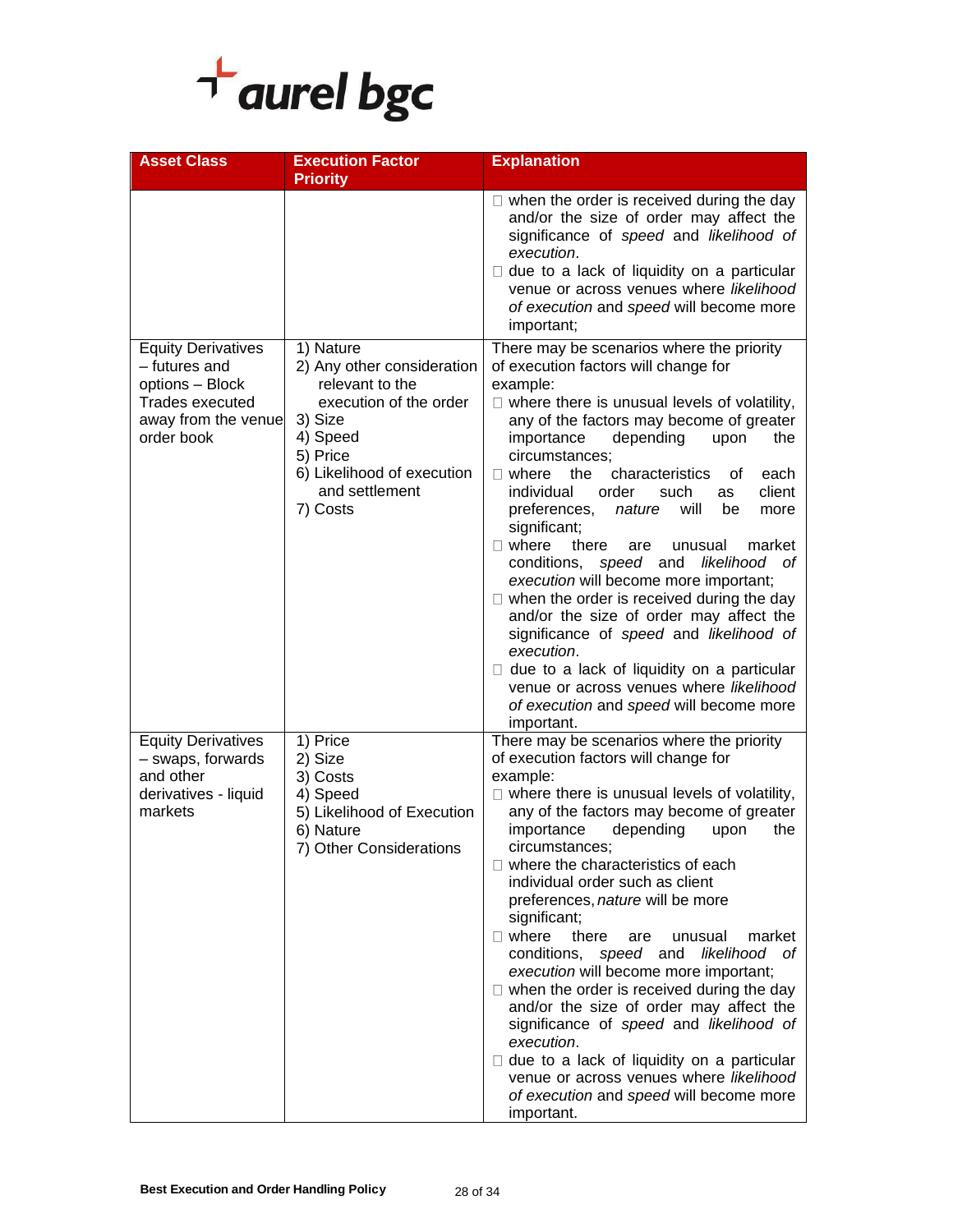| Asset Class | Execution Factor Priority | Explanation |
|---|---|---|
| | | when the order is received during the day and/or the size of order may affect the significance of *speed* and *likelihood of execution*.<br>due to a lack of liquidity on a particular venue or across venues where *likelihood of execution* and *speed* will become more important; |
| Equity Derivatives – futures and options – Block Trades executed away from the venue order book | 1) Nature<br>2) Any other consideration relevant to the execution of the order<br>3) Size<br>4) Speed<br>5) Price<br>6) Likelihood of execution and settlement<br>7) Costs | There may be scenarios where the priority of execution factors will change for example:<br>where there is unusual levels of volatility, any of the factors may become of greater importance depending upon the circumstances;<br>where the characteristics of each individual order such as client preferences, *nature* will be more significant;<br>where there are unusual market conditions, *speed* and *likelihood of execution* will become more important;<br>when the order is received during the day and/or the size of order may affect the significance of *speed* and *likelihood of execution*.<br>due to a lack of liquidity on a particular venue or across venues where *likelihood of execution* and *speed* will become more important. |
| Equity Derivatives – swaps, forwards and other derivatives - liquid markets | 1) Price<br>2) Size<br>3) Costs<br>4) Speed<br>5) Likelihood of Execution<br>6) Nature<br>7) Other Considerations | There may be scenarios where the priority of execution factors will change for example:<br>where there is unusual levels of volatility, any of the factors may become of greater importance depending upon the circumstances;<br>where the characteristics of each individual order such as client preferences, *nature* will be more significant;<br>where there are unusual market conditions, *speed* and *likelihood of execution* will become more important;<br>when the order is received during the day and/or the size of order may affect the significance of *speed* and *likelihood of execution*.<br>due to a lack of liquidity on a particular venue or across venues where *likelihood of execution* and *speed* will become more important. |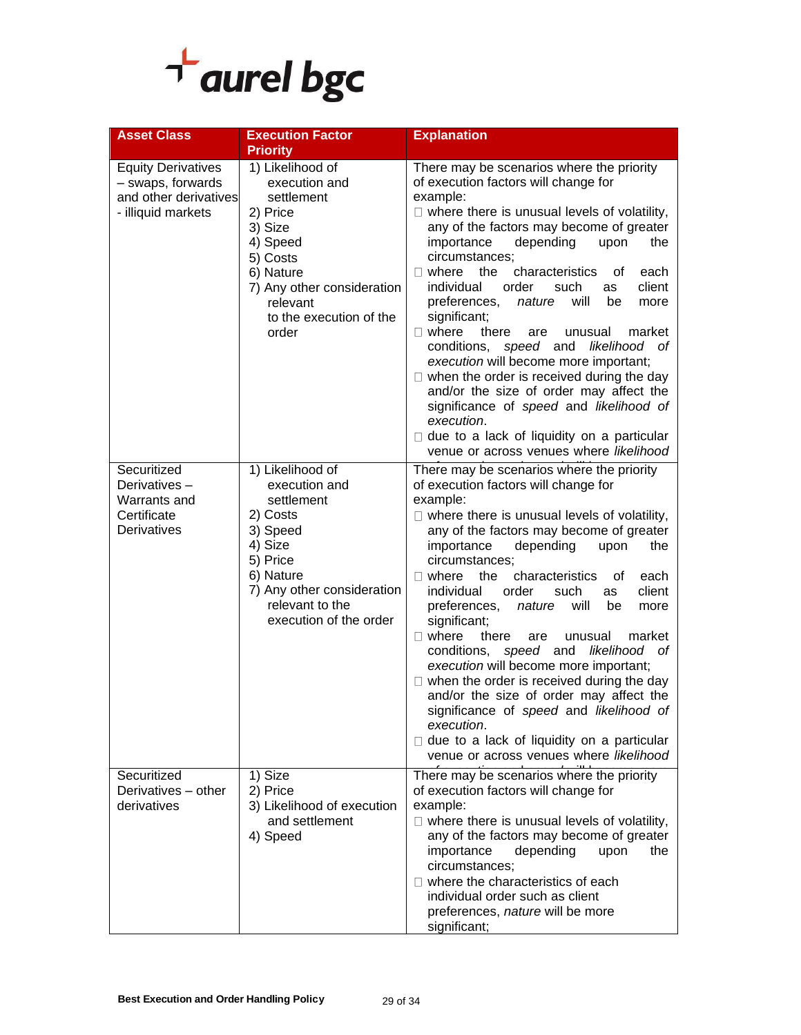| Asset Class | Execution Factor Priority | Explanation |
|---|---|---|
| Equity Derivatives – swaps, forwards and other derivatives - illiquid markets | 1) Likelihood of execution and settlement<br>2) Price<br>3) Size<br>4) Speed<br>5) Costs<br>6) Nature<br>7) Any other consideration relevant to the execution of the order | There may be scenarios where the priority of execution factors will change for example:<br>• where there is unusual levels of volatility, any of the factors may become of greater importance depending upon the circumstances;<br>• where the characteristics of each individual order such as client preferences, *nature* will be more significant;<br>• where there are unusual market conditions, *speed* and *likelihood of execution* will become more important;<br>• when the order is received during the day and/or the size of order may affect the significance of *speed* and *likelihood of execution*.<br>• due to a lack of liquidity on a particular venue or across venues where *likelihood* |
| Securitized Derivatives – Warrants and Certificate Derivatives | 1) Likelihood of execution and settlement<br>2) Costs<br>3) Speed<br>4) Size<br>5) Price<br>6) Nature<br>7) Any other consideration relevant to the execution of the order | There may be scenarios where the priority of execution factors will change for example:<br>• where there is unusual levels of volatility, any of the factors may become of greater importance depending upon the circumstances;<br>• where the characteristics of each individual order such as client preferences, *nature* will be more significant;<br>• where there are unusual market conditions, *speed* and *likelihood of execution* will become more important;<br>• when the order is received during the day and/or the size of order may affect the significance of *speed* and *likelihood of execution*.<br>• due to a lack of liquidity on a particular venue or across venues where *likelihood* |
| Securitized Derivatives – other derivatives | 1) Size<br>2) Price<br>3) Likelihood of execution and settlement<br>4) Speed | There may be scenarios where the priority of execution factors will change for example:<br>• where there is unusual levels of volatility, any of the factors may become of greater importance depending upon the circumstances;<br>• where the characteristics of each individual order such as client preferences, *nature* will be more significant; |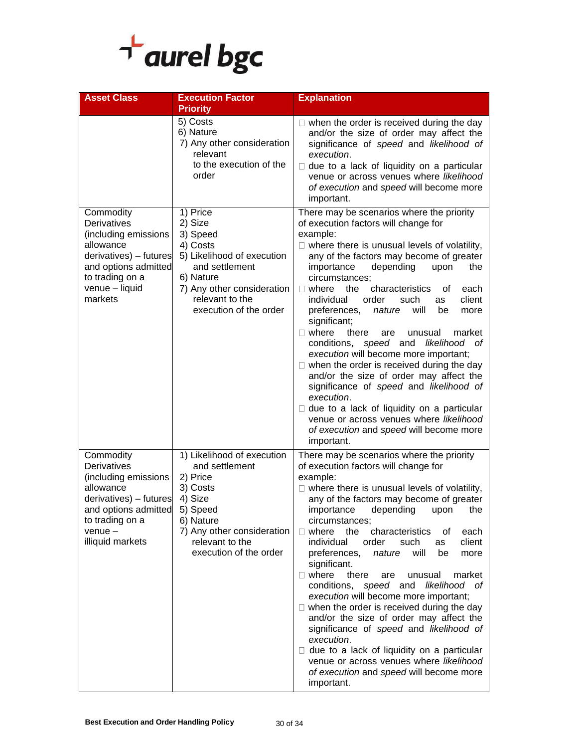| Asset Class | Execution Factor Priority | Explanation |
| --- | --- | --- |
| | 5) Costs<br>6) Nature<br>7) Any other consideration relevant to the execution of the order | □ when the order is received during the day and/or the size of order may affect the significance of *speed* and *likelihood of execution*.<br>□ due to a lack of liquidity on a particular venue or across venues where *likelihood of execution* and *speed* will become more important. |
| Commodity Derivatives (including emissions allowance derivatives) – futures and options admitted to trading on a venue – liquid markets | 1) Price<br>2) Size<br>3) Speed<br>4) Costs<br>5) Likelihood of execution and settlement<br>6) Nature<br>7) Any other consideration relevant to the execution of the order | There may be scenarios where the priority of execution factors will change for example:<br>□ where there is unusual levels of volatility, any of the factors may become of greater importance depending upon the circumstances;<br>□ where the characteristics of each individual order such as client preferences, *nature* will be more significant;<br>□ where there are unusual market conditions, *speed* and *likelihood of execution* will become more important;<br>□ when the order is received during the day and/or the size of order may affect the significance of *speed* and *likelihood of execution*.<br>□ due to a lack of liquidity on a particular venue or across venues where *likelihood of execution* and *speed* will become more important. |
| Commodity Derivatives (including emissions allowance derivatives) – futures and options admitted to trading on a venue – illiquid markets | 1) Likelihood of execution and settlement<br>2) Price<br>3) Costs<br>4) Size<br>5) Speed<br>6) Nature<br>7) Any other consideration relevant to the execution of the order | There may be scenarios where the priority of execution factors will change for example:<br>□ where there is unusual levels of volatility, any of the factors may become of greater importance depending upon the circumstances;<br>□ where the characteristics of each individual order such as client preferences, *nature* will be more significant.<br>□ where there are unusual market conditions, *speed* and *likelihood of execution* will become more important;<br>□ when the order is received during the day and/or the size of order may affect the significance of *speed* and *likelihood of execution*.<br>□ due to a lack of liquidity on a particular venue or across venues where *likelihood of execution* and *speed* will become more important. |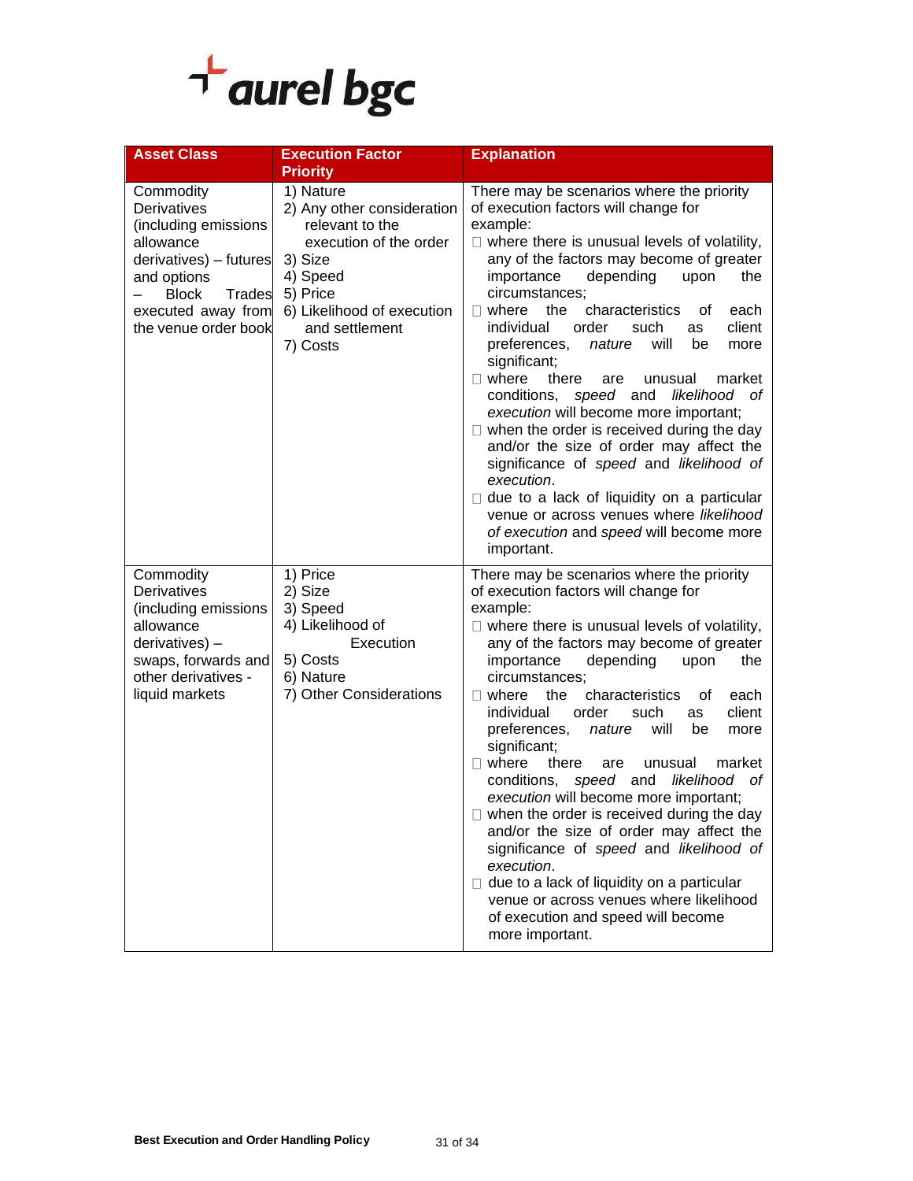| Asset Class | Execution Factor Priority | Explanation |
|---|---|---|
| Commodity Derivatives (including emissions allowance derivatives) – futures and options – Block Trades executed away from the venue order book | 1) Nature<br>2) Any other consideration relevant to the execution of the order<br>3) Size<br>4) Speed<br>5) Price<br>6) Likelihood of execution and settlement<br>7) Costs | There may be scenarios where the priority of execution factors will change for example:<br>□ where there is unusual levels of volatility, any of the factors may become of greater importance depending upon the circumstances;<br>□ where the characteristics of each individual order such as client preferences, *nature* will be more significant;<br>□ where there are unusual market conditions, *speed* and *likelihood of execution* will become more important;<br>□ when the order is received during the day and/or the size of order may affect the significance of *speed* and *likelihood of execution*.<br>□ due to a lack of liquidity on a particular venue or across venues where *likelihood of execution* and *speed* will become more important. |
| Commodity Derivatives (including emissions allowance derivatives) – swaps, forwards and other derivatives - liquid markets | 1) Price<br>2) Size<br>3) Speed<br>4) Likelihood of Execution<br>5) Costs<br>6) Nature<br>7) Other Considerations | There may be scenarios where the priority of execution factors will change for example:<br>□ where there is unusual levels of volatility, any of the factors may become of greater importance depending upon the circumstances;<br>□ where the characteristics of each individual order such as client preferences, *nature* will be more significant;<br>□ where there are unusual market conditions, *speed* and *likelihood of execution* will become more important;<br>□ when the order is received during the day and/or the size of order may affect the significance of *speed* and *likelihood of execution*.<br>□ due to a lack of liquidity on a particular venue or across venues where likelihood of execution and speed will become more important. |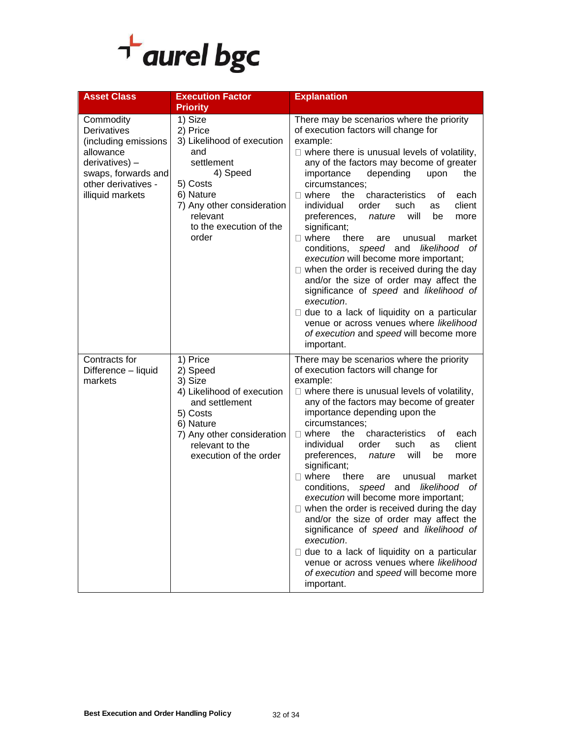| Asset Class | Execution Factor Priority | Explanation |
|---|---|---|
| Commodity Derivatives (including emissions allowance derivatives) – swaps, forwards and other derivatives - illiquid markets | 1) Size<br>2) Price<br>3) Likelihood of execution and settlement<br>4) Speed<br>5) Costs<br>6) Nature<br>7) Any other consideration relevant to the execution of the order | There may be scenarios where the priority of execution factors will change for example:<br>□ where there is unusual levels of volatility, any of the factors may become of greater importance depending upon the circumstances;<br>□ where the characteristics of each individual order such as client preferences, *nature* will be more significant;<br>□ where there are unusual market conditions, *speed* and *likelihood of execution* will become more important;<br>□ when the order is received during the day and/or the size of order may affect the significance of *speed* and *likelihood of execution*.<br>□ due to a lack of liquidity on a particular venue or across venues where *likelihood of execution* and *speed* will become more important. |
| Contracts for Difference – liquid markets | 1) Price<br>2) Speed<br>3) Size<br>4) Likelihood of execution and settlement<br>5) Costs<br>6) Nature<br>7) Any other consideration relevant to the execution of the order | There may be scenarios where the priority of execution factors will change for example:<br>□ where there is unusual levels of volatility, any of the factors may become of greater importance depending upon the circumstances;<br>□ where the characteristics of each individual order such as client preferences, *nature* will be more significant;<br>□ where there are unusual market conditions, *speed* and *likelihood of execution* will become more important;<br>□ when the order is received during the day and/or the size of order may affect the significance of *speed* and *likelihood of execution*.<br>□ due to a lack of liquidity on a particular venue or across venues where *likelihood of execution* and *speed* will become more important. |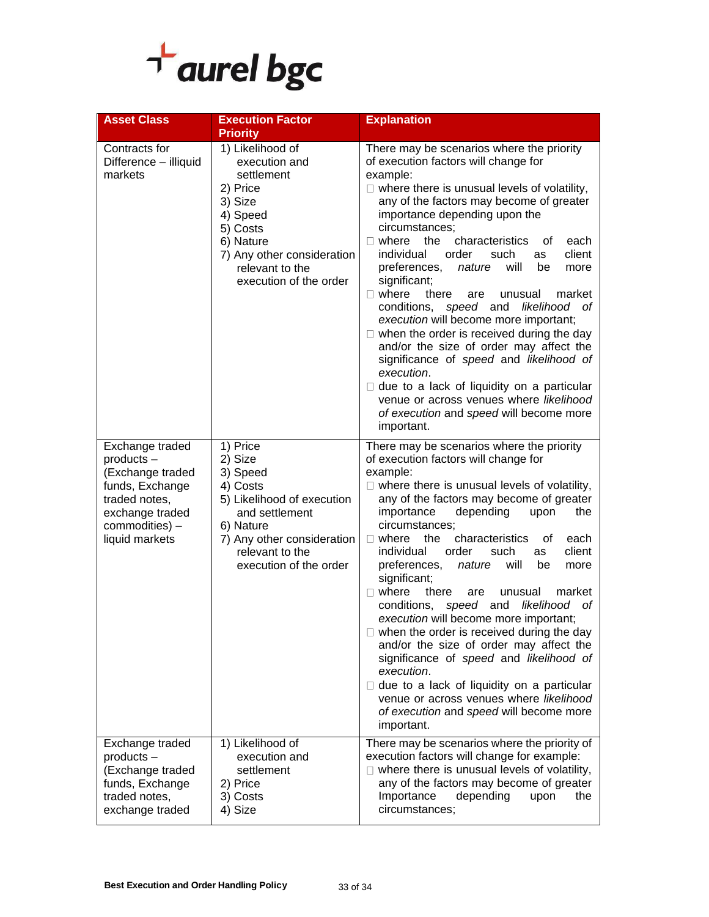| Asset Class | Execution Factor Priority | Explanation |
| --- | --- | --- |
| Contracts for Difference – illiquid markets | 1) Likelihood of execution and settlement<br>2) Price<br>3) Size<br>4) Speed<br>5) Costs<br>6) Nature<br>7) Any other consideration relevant to the execution of the order | There may be scenarios where the priority of execution factors will change for example:<br>• where there is unusual levels of volatility, any of the factors may become of greater importance depending upon the circumstances;<br>• where the characteristics of each individual order such as client preferences, *nature* will be more significant;<br>• where there are unusual market conditions, *speed* and *likelihood of execution* will become more important;<br>• when the order is received during the day and/or the size of order may affect the significance of *speed* and *likelihood of execution*.<br>• due to a lack of liquidity on a particular venue or across venues where *likelihood of execution* and *speed* will become more important. |
| Exchange traded products – (Exchange traded funds, Exchange traded notes, exchange traded commodities) – liquid markets | 1) Price<br>2) Size<br>3) Speed<br>4) Costs<br>5) Likelihood of execution and settlement<br>6) Nature<br>7) Any other consideration relevant to the execution of the order | There may be scenarios where the priority of execution factors will change for example:<br>• where there is unusual levels of volatility, any of the factors may become of greater importance depending upon the circumstances;<br>• where the characteristics of each individual order such as client preferences, *nature* will be more significant;<br>• where there are unusual market conditions, *speed* and *likelihood of execution* will become more important;<br>• when the order is received during the day and/or the size of order may affect the significance of *speed* and *likelihood of execution*.<br>• due to a lack of liquidity on a particular venue or across venues where *likelihood of execution* and *speed* will become more important. |
| Exchange traded products – (Exchange traded funds, Exchange traded notes, exchange traded | 1) Likelihood of execution and settlement<br>2) Price<br>3) Costs<br>4) Size | There may be scenarios where the priority of execution factors will change for example:<br>• where there is unusual levels of volatility, any of the factors may become of greater Importance depending upon the circumstances; |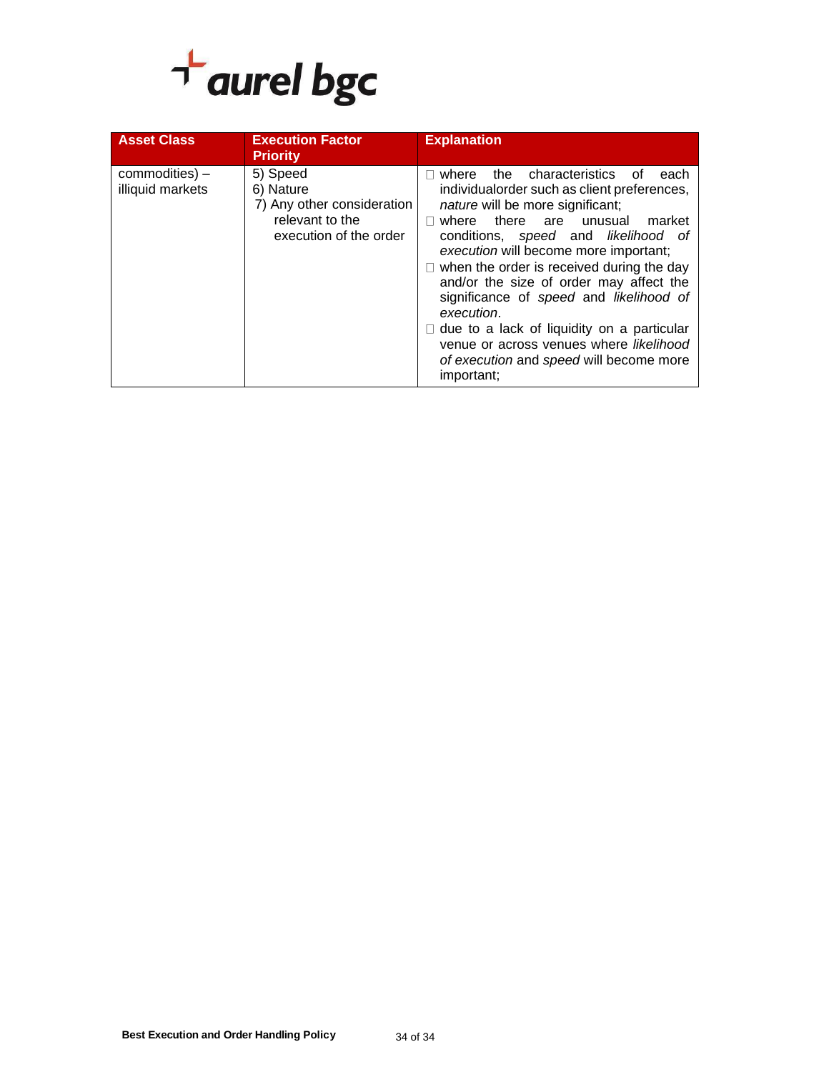| Asset Class | Execution Factor Priority | Explanation |
| --- | --- | --- |
| commodities) – illiquid markets | 5) Speed<br>6) Nature<br>7) Any other consideration relevant to the execution of the order | □ where the characteristics of each individualorder such as client preferences, *nature* will be more significant;<br>□ where there are unusual market conditions, *speed* and *likelihood of execution* will become more important;<br>□ when the order is received during the day and/or the size of order may affect the significance of *speed* and *likelihood of execution*.<br>□ due to a lack of liquidity on a particular venue or across venues where *likelihood of execution* and *speed* will become more important; |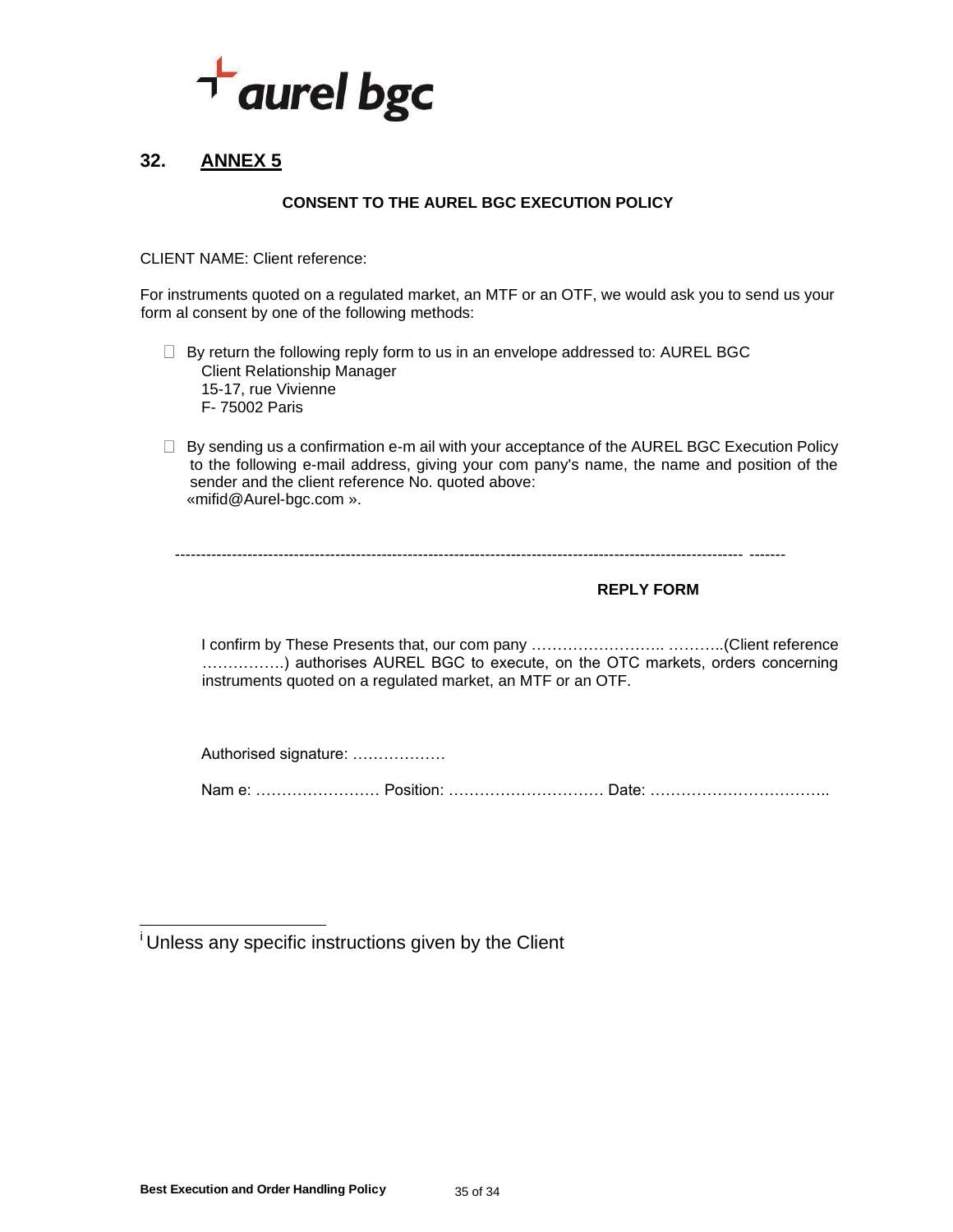## 32. ANNEX 5

**CONSENT TO THE AUREL BGC EXECUTION POLICY**

CLIENT NAME: Client reference:

For instruments quoted on a regulated market, an MTF or an OTF, we would ask you to send us your form al consent by one of the following methods:

- By return the following reply form to us in an envelope addressed to: AUREL BGC
  Client Relationship Manager
  15-17, rue Vivienne
  F- 75002 Paris

- By sending us a confirmation e-m ail with your acceptance of the AUREL BGC Execution Policy to the following e-mail address, giving your com pany's name, the name and position of the sender and the client reference No. quoted above:
  «mifid@Aurel-bgc.com ».

------------------------------------------------------------------------------------------------------------ -------

**REPLY FORM**

I confirm by These Presents that, our com pany …………………….. ………..(Client reference …………….) authorises AUREL BGC to execute, on the OTC markets, orders concerning instruments quoted on a regulated market, an MTF or an OTF.

Authorised signature: ………………

Nam e: …………………… Position: ………………………… Date: ……………………………..

---

[i] Unless any specific instructions given by the Client